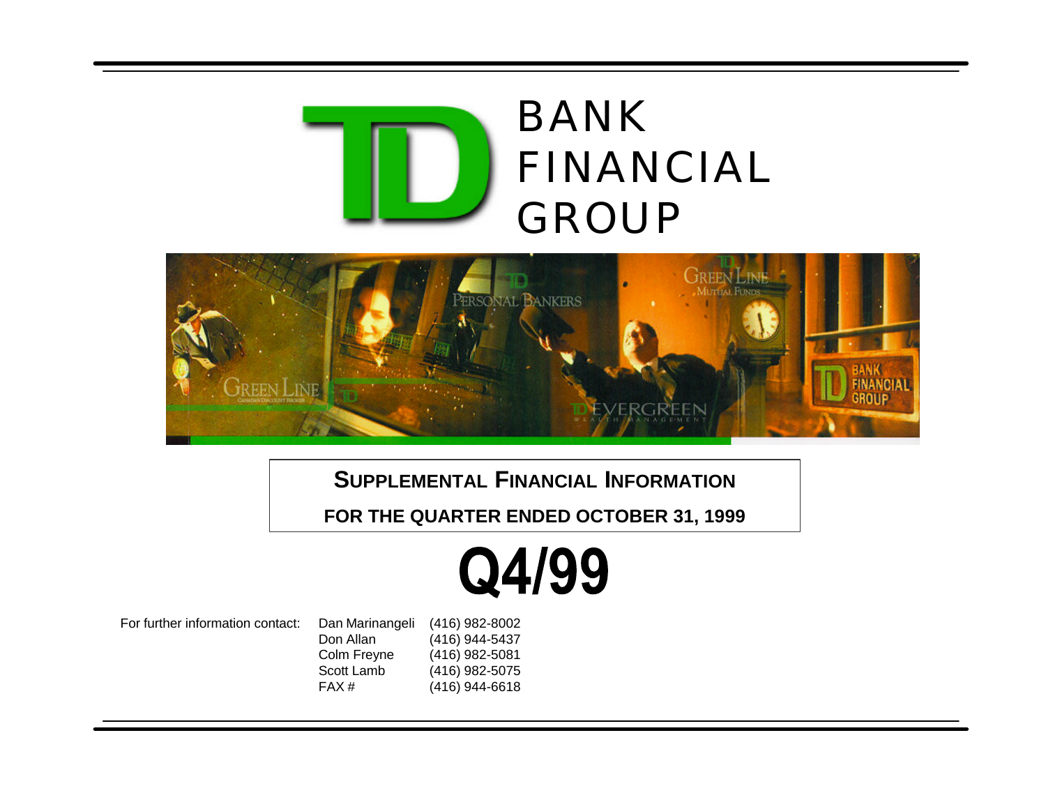# TD BANK FINANCIAL GROUP

## SUPPLEMENTAL FINANCIAL INFORMATION

## FOR THE QUARTER ENDED OCTOBER 31, 1999

# Q4/99

| For further information contact: | | |
|---|---|---|
| | Dan Marinangeli | (416) 982-8002 |
| | Don Allan | (416) 944-5437 |
| | Colm Freyne | (416) 982-5081 |
| | Scott Lamb | (416) 982-5075 |
| | FAX # | (416) 944-6618 |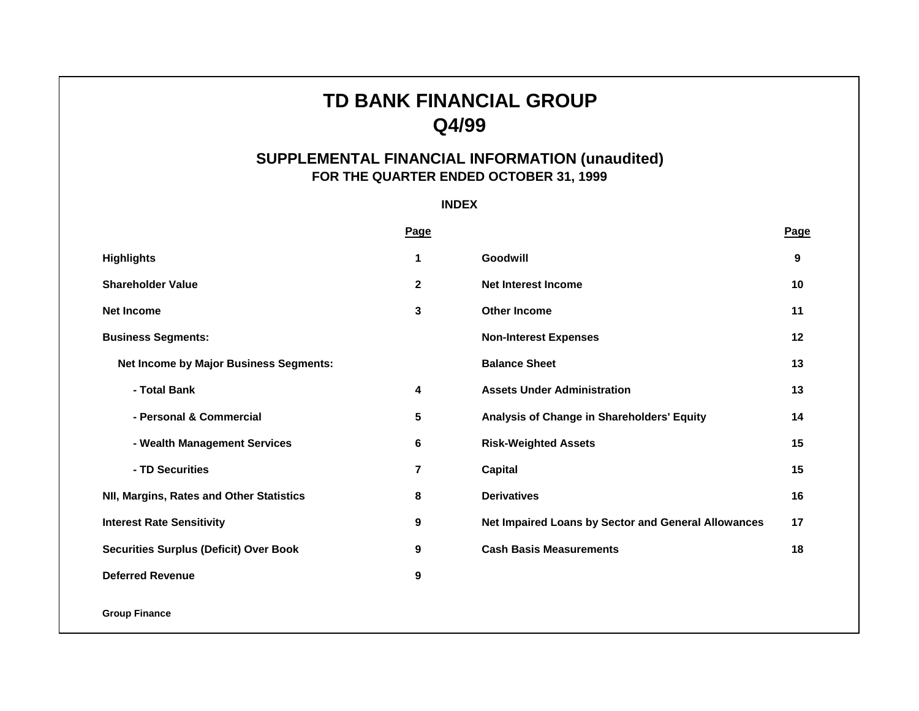# TD BANK FINANCIAL GROUP
# Q4/99

## SUPPLEMENTAL FINANCIAL INFORMATION (unaudited)
### FOR THE QUARTER ENDED OCTOBER 31, 1999

**INDEX**

| | Page | | Page |
|---|---|---|---|
| **Highlights** | 1 | **Goodwill** | 9 |
| **Shareholder Value** | 2 | **Net Interest Income** | 10 |
| **Net Income** | 3 | **Other Income** | 11 |
| **Business Segments:** | | **Non-Interest Expenses** | 12 |
| **Net Income by Major Business Segments:** | | **Balance Sheet** | 13 |
| **- Total Bank** | 4 | **Assets Under Administration** | 13 |
| **- Personal & Commercial** | 5 | **Analysis of Change in Shareholders' Equity** | 14 |
| **- Wealth Management Services** | 6 | **Risk-Weighted Assets** | 15 |
| **- TD Securities** | 7 | **Capital** | 15 |
| **NII, Margins, Rates and Other Statistics** | 8 | **Derivatives** | 16 |
| **Interest Rate Sensitivity** | 9 | **Net Impaired Loans by Sector and General Allowances** | 17 |
| **Securities Surplus (Deficit) Over Book** | 9 | **Cash Basis Measurements** | 18 |
| **Deferred Revenue** | 9 | | |

**Group Finance**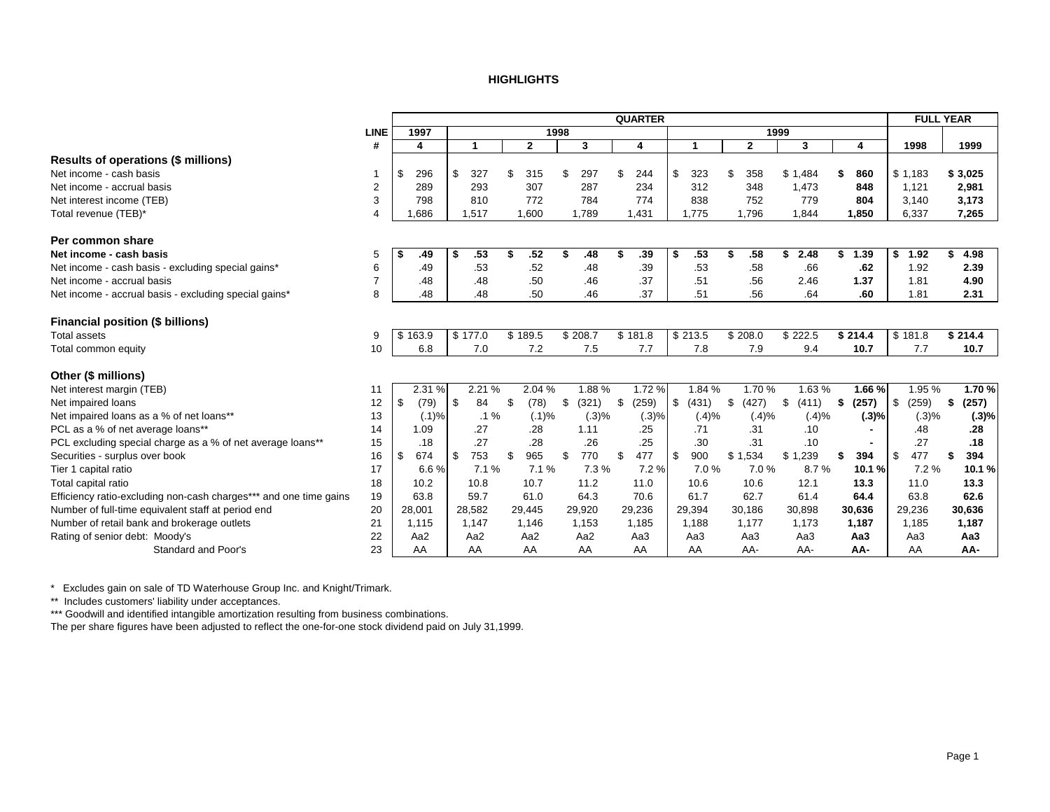## HIGHLIGHTS

| | LINE # | QUARTER 1997 4 | 1998 1 | 1998 2 | 1998 3 | 1998 4 | 1999 1 | 1999 2 | 1999 3 | 1999 4 | FULL YEAR 1998 | FULL YEAR 1999 |
|---|---|---|---|---|---|---|---|---|---|---|---|---|
| **Results of operations ($ millions)** | | | | | | | | | | | | |
| Net income - cash basis | 1 | $ 296 | $ 327 | $ 315 | $ 297 | $ 244 | $ 323 | $ 358 | $ 1,484 | **$ 860** | $ 1,183 | **$ 3,025** |
| Net income - accrual basis | 2 | 289 | 293 | 307 | 287 | 234 | 312 | 348 | 1,473 | **848** | 1,121 | **2,981** |
| Net interest income (TEB) | 3 | 798 | 810 | 772 | 784 | 774 | 838 | 752 | 779 | **804** | 3,140 | **3,173** |
| Total revenue (TEB)* | 4 | 1,686 | 1,517 | 1,600 | 1,789 | 1,431 | 1,775 | 1,796 | 1,844 | **1,850** | 6,337 | **7,265** |
| **Per common share** | | | | | | | | | | | | |
| **Net income - cash basis** | 5 | **$ .49** | **$ .53** | **$ .52** | **$ .48** | **$ .39** | **$ .53** | **$ .58** | **$ 2.48** | **$ 1.39** | **$ 1.92** | **$ 4.98** |
| Net income - cash basis - excluding special gains* | 6 | .49 | .53 | .52 | .48 | .39 | .53 | .58 | .66 | **.62** | 1.92 | **2.39** |
| Net income - accrual basis | 7 | .48 | .48 | .50 | .46 | .37 | .51 | .56 | 2.46 | **1.37** | 1.81 | **4.90** |
| Net income - accrual basis - excluding special gains* | 8 | .48 | .48 | .50 | .46 | .37 | .51 | .56 | .64 | **.60** | 1.81 | **2.31** |
| **Financial position ($ billions)** | | | | | | | | | | | | |
| Total assets | 9 | $ 163.9 | $ 177.0 | $ 189.5 | $ 208.7 | $ 181.8 | $ 213.5 | $ 208.0 | $ 222.5 | **$ 214.4** | $ 181.8 | **$ 214.4** |
| Total common equity | 10 | 6.8 | 7.0 | 7.2 | 7.5 | 7.7 | 7.8 | 7.9 | 9.4 | **10.7** | 7.7 | **10.7** |
| **Other ($ millions)** | | | | | | | | | | | | |
| Net interest margin (TEB) | 11 | 2.31 % | 2.21 % | 2.04 % | 1.88 % | 1.72 % | 1.84 % | 1.70 % | 1.63 % | **1.66 %** | 1.95 % | **1.70 %** |
| Net impaired loans | 12 | $ (79) | $ 84 | $ (78) | $ (321) | $ (259) | $ (431) | $ (427) | $ (411) | **$ (257)** | $ (259) | **$ (257)** |
| Net impaired loans as a % of net loans** | 13 | (.1)% | .1 % | (.1)% | (.3)% | (.3)% | (.4)% | (.4)% | (.4)% | **(.3)%** | (.3)% | **(.3)%** |
| PCL as a % of net average loans** | 14 | 1.09 | .27 | .28 | 1.11 | .25 | .71 | .31 | .10 | **-** | .48 | **.28** |
| PCL excluding special charge as a % of net average loans** | 15 | .18 | .27 | .28 | .26 | .25 | .30 | .31 | .10 | **-** | .27 | **.18** |
| Securities - surplus over book | 16 | $ 674 | $ 753 | $ 965 | $ 770 | $ 477 | $ 900 | $ 1,534 | $ 1,239 | **$ 394** | $ 477 | **$ 394** |
| Tier 1 capital ratio | 17 | 6.6 % | 7.1 % | 7.1 % | 7.3 % | 7.2 % | 7.0 % | 7.0 % | 8.7 % | **10.1 %** | 7.2 % | **10.1 %** |
| Total capital ratio | 18 | 10.2 | 10.8 | 10.7 | 11.2 | 11.0 | 10.6 | 10.6 | 12.1 | **13.3** | 11.0 | **13.3** |
| Efficiency ratio-excluding non-cash charges*** and one time gains | 19 | 63.8 | 59.7 | 61.0 | 64.3 | 70.6 | 61.7 | 62.7 | 61.4 | **64.4** | 63.8 | **62.6** |
| Number of full-time equivalent staff at period end | 20 | 28,001 | 28,582 | 29,445 | 29,920 | 29,236 | 29,394 | 30,186 | 30,898 | **30,636** | 29,236 | **30,636** |
| Number of retail bank and brokerage outlets | 21 | 1,115 | 1,147 | 1,146 | 1,153 | 1,185 | 1,188 | 1,177 | 1,173 | **1,187** | 1,185 | **1,187** |
| Rating of senior debt: Moody's | 22 | Aa2 | Aa2 | Aa2 | Aa2 | Aa3 | Aa3 | Aa3 | Aa3 | **Aa3** | Aa3 | **Aa3** |
| Standard and Poor's | 23 | AA | AA | AA | AA | AA | AA | AA- | AA- | **AA-** | AA | **AA-** |

\* Excludes gain on sale of TD Waterhouse Group Inc. and Knight/Trimark.

** Includes customers' liability under acceptances.

*** Goodwill and identified intangible amortization resulting from business combinations.

The per share figures have been adjusted to reflect the one-for-one stock dividend paid on July 31,1999.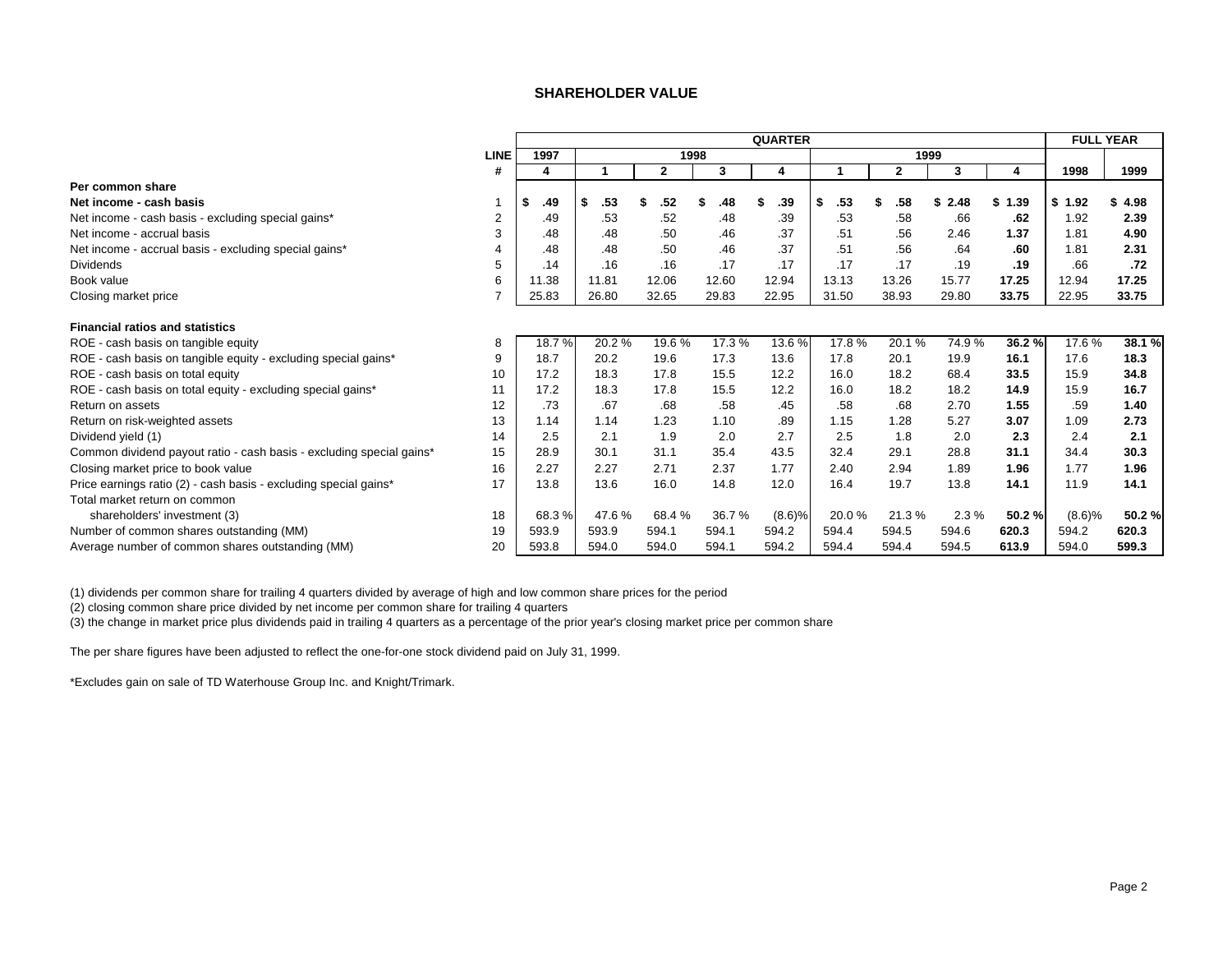## SHAREHOLDER VALUE

| | LINE | QUARTER | | | | | | | | | FULL YEAR | |
|---|---|---|---|---|---|---|---|---|---|---|---|---|
| | | 1997 | 1998 | | | | 1999 | | | | | |
| | # | 4 | 1 | 2 | 3 | 4 | 1 | 2 | 3 | 4 | 1998 | 1999 |
| **Per common share** | | | | | | | | | | | | |
| **Net income - cash basis** | 1 | **$ .49** | **$ .53** | **$ .52** | **$ .48** | **$ .39** | **$ .53** | **$ .58** | **$ 2.48** | **$ 1.39** | **$ 1.92** | **$ 4.98** |
| Net income - cash basis - excluding special gains* | 2 | .49 | .53 | .52 | .48 | .39 | .53 | .58 | .66 | **.62** | 1.92 | **2.39** |
| Net income - accrual basis | 3 | .48 | .48 | .50 | .46 | .37 | .51 | .56 | 2.46 | **1.37** | 1.81 | **4.90** |
| Net income - accrual basis - excluding special gains* | 4 | .48 | .48 | .50 | .46 | .37 | .51 | .56 | .64 | **.60** | 1.81 | **2.31** |
| Dividends | 5 | .14 | .16 | .16 | .17 | .17 | .17 | .17 | .19 | **.19** | .66 | **.72** |
| Book value | 6 | 11.38 | 11.81 | 12.06 | 12.60 | 12.94 | 13.13 | 13.26 | 15.77 | **17.25** | 12.94 | **17.25** |
| Closing market price | 7 | 25.83 | 26.80 | 32.65 | 29.83 | 22.95 | 31.50 | 38.93 | 29.80 | **33.75** | 22.95 | **33.75** |
| **Financial ratios and statistics** | | | | | | | | | | | | |
| ROE - cash basis on tangible equity | 8 | 18.7 % | 20.2 % | 19.6 % | 17.3 % | 13.6 % | 17.8 % | 20.1 % | 74.9 % | **36.2 %** | 17.6 % | **38.1 %** |
| ROE - cash basis on tangible equity - excluding special gains* | 9 | 18.7 | 20.2 | 19.6 | 17.3 | 13.6 | 17.8 | 20.1 | 19.9 | **16.1** | 17.6 | **18.3** |
| ROE - cash basis on total equity | 10 | 17.2 | 18.3 | 17.8 | 15.5 | 12.2 | 16.0 | 18.2 | 68.4 | **33.5** | 15.9 | **34.8** |
| ROE - cash basis on total equity - excluding special gains* | 11 | 17.2 | 18.3 | 17.8 | 15.5 | 12.2 | 16.0 | 18.2 | 18.2 | **14.9** | 15.9 | **16.7** |
| Return on assets | 12 | .73 | .67 | .68 | .58 | .45 | .58 | .68 | 2.70 | **1.55** | .59 | **1.40** |
| Return on risk-weighted assets | 13 | 1.14 | 1.14 | 1.23 | 1.10 | .89 | 1.15 | 1.28 | 5.27 | **3.07** | 1.09 | **2.73** |
| Dividend yield (1) | 14 | 2.5 | 2.1 | 1.9 | 2.0 | 2.7 | 2.5 | 1.8 | 2.0 | **2.3** | 2.4 | **2.1** |
| Common dividend payout ratio - cash basis - excluding special gains* | 15 | 28.9 | 30.1 | 31.1 | 35.4 | 43.5 | 32.4 | 29.1 | 28.8 | **31.1** | 34.4 | **30.3** |
| Closing market price to book value | 16 | 2.27 | 2.27 | 2.71 | 2.37 | 1.77 | 2.40 | 2.94 | 1.89 | **1.96** | 1.77 | **1.96** |
| Price earnings ratio (2) - cash basis - excluding special gains* | 17 | 13.8 | 13.6 | 16.0 | 14.8 | 12.0 | 16.4 | 19.7 | 13.8 | **14.1** | 11.9 | **14.1** |
| Total market return on common shareholders' investment (3) | 18 | 68.3 % | 47.6 % | 68.4 % | 36.7 % | (8.6)% | 20.0 % | 21.3 % | 2.3 % | **50.2 %** | (8.6)% | **50.2 %** |
| Number of common shares outstanding (MM) | 19 | 593.9 | 593.9 | 594.1 | 594.1 | 594.2 | 594.4 | 594.5 | 594.6 | **620.3** | 594.2 | **620.3** |
| Average number of common shares outstanding (MM) | 20 | 593.8 | 594.0 | 594.0 | 594.1 | 594.2 | 594.4 | 594.4 | 594.5 | **613.9** | 594.0 | **599.3** |

(1) dividends per common share for trailing 4 quarters divided by average of high and low common share prices for the period
(2) closing common share price divided by net income per common share for trailing 4 quarters
(3) the change in market price plus dividends paid in trailing 4 quarters as a percentage of the prior year's closing market price per common share

The per share figures have been adjusted to reflect the one-for-one stock dividend paid on July 31, 1999.

*Excludes gain on sale of TD Waterhouse Group Inc. and Knight/Trimark.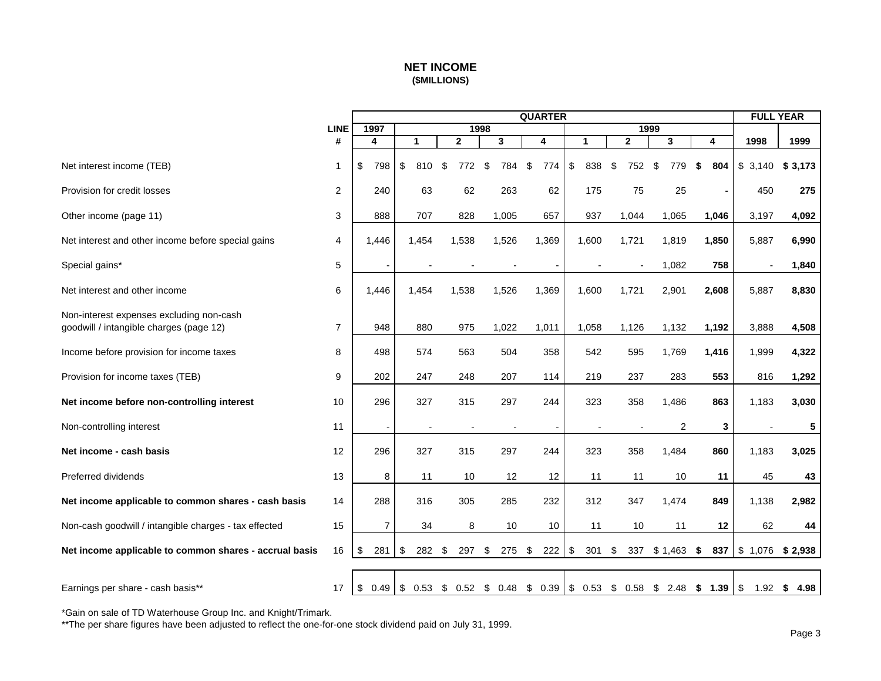# NET INCOME
**($MILLIONS)**

| | LINE # | QUARTER 1997 4 | 1998 1 | 1998 2 | 1998 3 | 1998 4 | 1999 1 | 1999 2 | 1999 3 | 1999 4 | FULL YEAR 1998 | FULL YEAR 1999 |
|---|---|---|---|---|---|---|---|---|---|---|---|---|
| Net interest income (TEB) | 1 | $ 798 | $ 810 | $ 772 | $ 784 | $ 774 | $ 838 | $ 752 | $ 779 | **$ 804** | $ 3,140 | **$ 3,173** |
| Provision for credit losses | 2 | 240 | 63 | 62 | 263 | 62 | 175 | 75 | 25 | **-** | 450 | **275** |
| Other income (page 11) | 3 | 888 | 707 | 828 | 1,005 | 657 | 937 | 1,044 | 1,065 | **1,046** | 3,197 | **4,092** |
| Net interest and other income before special gains | 4 | 1,446 | 1,454 | 1,538 | 1,526 | 1,369 | 1,600 | 1,721 | 1,819 | **1,850** | 5,887 | **6,990** |
| Special gains* | 5 | - | - | - | - | - | - | - | 1,082 | **758** | - | **1,840** |
| Net interest and other income | 6 | 1,446 | 1,454 | 1,538 | 1,526 | 1,369 | 1,600 | 1,721 | 2,901 | **2,608** | 5,887 | **8,830** |
| Non-interest expenses excluding non-cash goodwill / intangible charges (page 12) | 7 | 948 | 880 | 975 | 1,022 | 1,011 | 1,058 | 1,126 | 1,132 | **1,192** | 3,888 | **4,508** |
| Income before provision for income taxes | 8 | 498 | 574 | 563 | 504 | 358 | 542 | 595 | 1,769 | **1,416** | 1,999 | **4,322** |
| Provision for income taxes (TEB) | 9 | 202 | 247 | 248 | 207 | 114 | 219 | 237 | 283 | **553** | 816 | **1,292** |
| **Net income before non-controlling interest** | 10 | 296 | 327 | 315 | 297 | 244 | 323 | 358 | 1,486 | **863** | 1,183 | **3,030** |
| Non-controlling interest | 11 | - | - | - | - | - | - | - | 2 | **3** | - | **5** |
| **Net income - cash basis** | 12 | 296 | 327 | 315 | 297 | 244 | 323 | 358 | 1,484 | **860** | 1,183 | **3,025** |
| Preferred dividends | 13 | 8 | 11 | 10 | 12 | 12 | 11 | 11 | 10 | **11** | 45 | **43** |
| **Net income applicable to common shares - cash basis** | 14 | 288 | 316 | 305 | 285 | 232 | 312 | 347 | 1,474 | **849** | 1,138 | **2,982** |
| Non-cash goodwill / intangible charges - tax effected | 15 | 7 | 34 | 8 | 10 | 10 | 11 | 10 | 11 | **12** | 62 | **44** |
| **Net income applicable to common shares - accrual basis** | 16 | $ 281 | $ 282 | $ 297 | $ 275 | $ 222 | $ 301 | $ 337 | $ 1,463 | **$ 837** | $ 1,076 | **$ 2,938** |
| Earnings per share - cash basis** | 17 | $ 0.49 | $ 0.53 | $ 0.52 | $ 0.48 | $ 0.39 | $ 0.53 | $ 0.58 | $ 2.48 | **$ 1.39** | $ 1.92 | **$ 4.98** |

*Gain on sale of TD Waterhouse Group Inc. and Knight/Trimark.

**The per share figures have been adjusted to reflect the one-for-one stock dividend paid on July 31, 1999.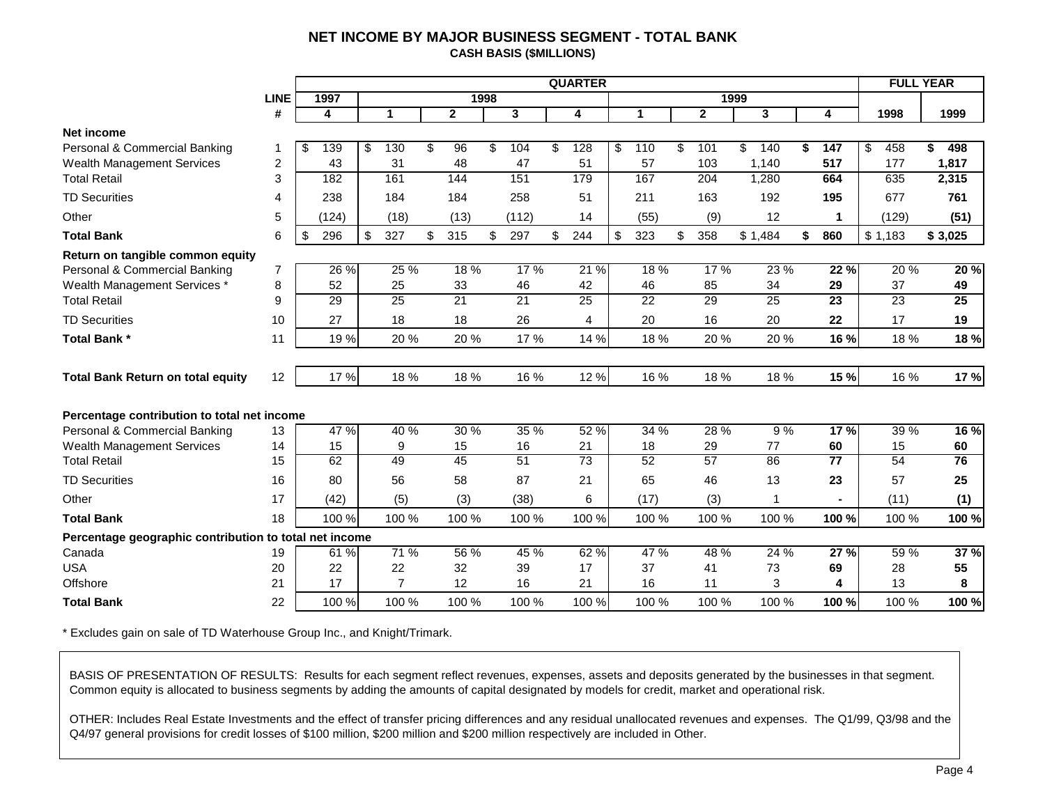# NET INCOME BY MAJOR BUSINESS SEGMENT - TOTAL BANK

**CASH BASIS ($MILLIONS)**

| | LINE | QUARTER | | | | | | | | | FULL YEAR | |
|---|---|---|---|---|---|---|---|---|---|---|---|---|
| | | 1997 | 1998 | | | | 1999 | | | | | |
| | # | 4 | 1 | 2 | 3 | 4 | 1 | 2 | 3 | 4 | 1998 | 1999 |
| **Net income** | | | | | | | | | | | | |
| Personal & Commercial Banking | 1 | $ 139 | $ 130 | $ 96 | $ 104 | $ 128 | $ 110 | $ 101 | $ 140 | **$ 147** | $ 458 | **$ 498** |
| Wealth Management Services | 2 | 43 | 31 | 48 | 47 | 51 | 57 | 103 | 1,140 | **517** | 177 | **1,817** |
| Total Retail | 3 | 182 | 161 | 144 | 151 | 179 | 167 | 204 | 1,280 | **664** | 635 | **2,315** |
| TD Securities | 4 | 238 | 184 | 184 | 258 | 51 | 211 | 163 | 192 | **195** | 677 | **761** |
| Other | 5 | (124) | (18) | (13) | (112) | 14 | (55) | (9) | 12 | **1** | (129) | **(51)** |
| **Total Bank** | 6 | $ 296 | $ 327 | $ 315 | $ 297 | $ 244 | $ 323 | $ 358 | $ 1,484 | **$ 860** | $ 1,183 | **$ 3,025** |
| **Return on tangible common equity** | | | | | | | | | | | | |
| Personal & Commercial Banking | 7 | 26 % | 25 % | 18 % | 17 % | 21 % | 18 % | 17 % | 23 % | **22 %** | 20 % | **20 %** |
| Wealth Management Services * | 8 | 52 | 25 | 33 | 46 | 42 | 46 | 85 | 34 | **29** | 37 | **49** |
| Total Retail | 9 | 29 | 25 | 21 | 21 | 25 | 22 | 29 | 25 | **23** | 23 | **25** |
| TD Securities | 10 | 27 | 18 | 18 | 26 | 4 | 20 | 16 | 20 | **22** | 17 | **19** |
| **Total Bank *** | 11 | 19 % | 20 % | 20 % | 17 % | 14 % | 18 % | 20 % | 20 % | **16 %** | 18 % | **18 %** |
| **Total Bank Return on total equity** | 12 | 17 % | 18 % | 18 % | 16 % | 12 % | 16 % | 18 % | 18 % | **15 %** | 16 % | **17 %** |
| **Percentage contribution to total net income** | | | | | | | | | | | | |
| Personal & Commercial Banking | 13 | 47 % | 40 % | 30 % | 35 % | 52 % | 34 % | 28 % | 9 % | **17 %** | 39 % | **16 %** |
| Wealth Management Services | 14 | 15 | 9 | 15 | 16 | 21 | 18 | 29 | 77 | **60** | 15 | **60** |
| Total Retail | 15 | 62 | 49 | 45 | 51 | 73 | 52 | 57 | 86 | **77** | 54 | **76** |
| TD Securities | 16 | 80 | 56 | 58 | 87 | 21 | 65 | 46 | 13 | **23** | 57 | **25** |
| Other | 17 | (42) | (5) | (3) | (38) | 6 | (17) | (3) | 1 | **-** | (11) | **(1)** |
| **Total Bank** | 18 | 100 % | 100 % | 100 % | 100 % | 100 % | 100 % | 100 % | 100 % | **100 %** | 100 % | **100 %** |
| **Percentage geographic contribution to total net income** | | | | | | | | | | | | |
| Canada | 19 | 61 % | 71 % | 56 % | 45 % | 62 % | 47 % | 48 % | 24 % | **27 %** | 59 % | **37 %** |
| USA | 20 | 22 | 22 | 32 | 39 | 17 | 37 | 41 | 73 | **69** | 28 | **55** |
| Offshore | 21 | 17 | 7 | 12 | 16 | 21 | 16 | 11 | 3 | **4** | 13 | **8** |
| **Total Bank** | 22 | 100 % | 100 % | 100 % | 100 % | 100 % | 100 % | 100 % | 100 % | **100 %** | 100 % | **100 %** |

* Excludes gain on sale of TD Waterhouse Group Inc., and Knight/Trimark.

BASIS OF PRESENTATION OF RESULTS: Results for each segment reflect revenues, expenses, assets and deposits generated by the businesses in that segment. Common equity is allocated to business segments by adding the amounts of capital designated by models for credit, market and operational risk.

OTHER: Includes Real Estate Investments and the effect of transfer pricing differences and any residual unallocated revenues and expenses. The Q1/99, Q3/98 and the Q4/97 general provisions for credit losses of $100 million, $200 million and $200 million respectively are included in Other.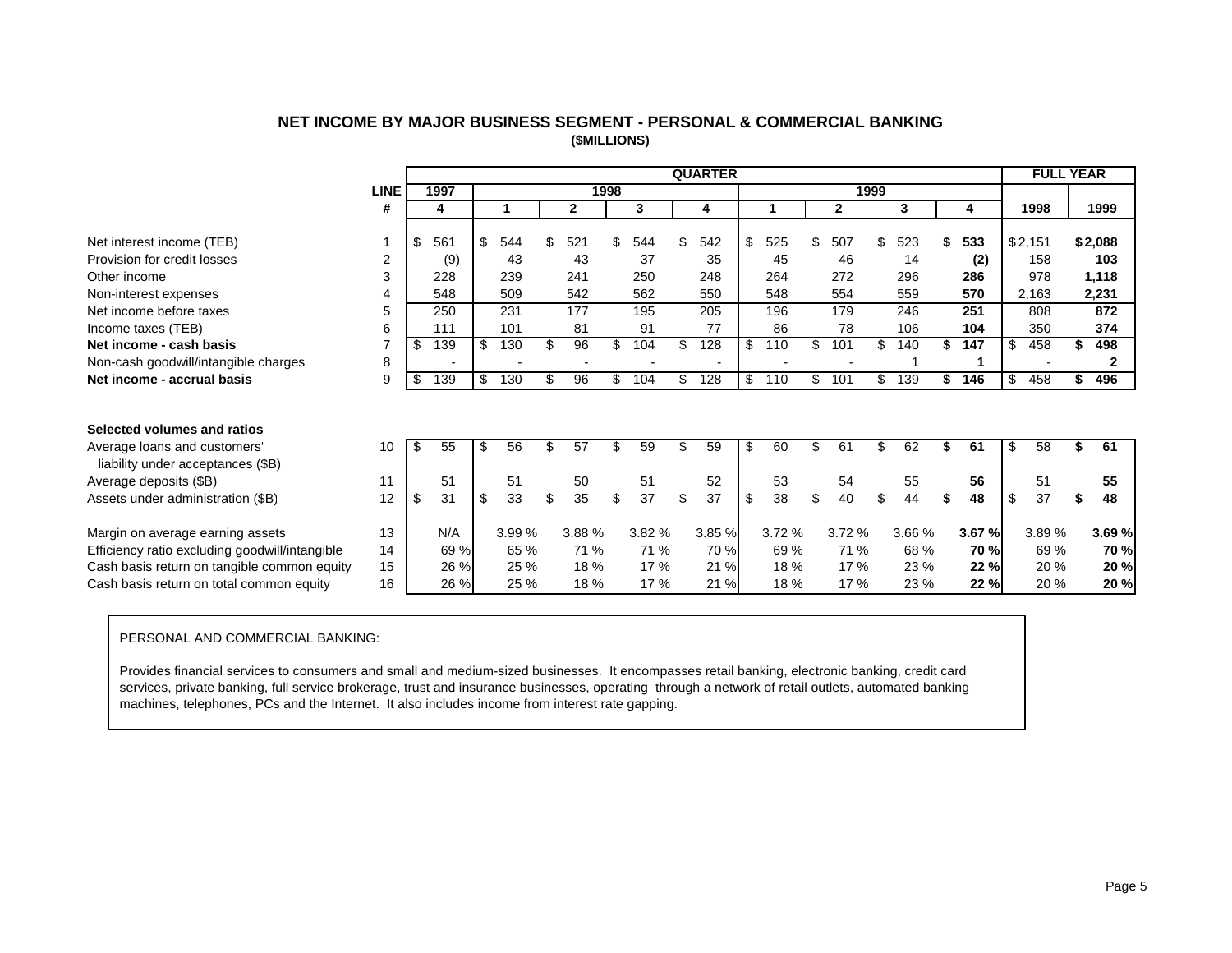## NET INCOME BY MAJOR BUSINESS SEGMENT - PERSONAL & COMMERCIAL BANKING

**($MILLIONS)**

| | LINE | QUARTER | | | | | | | | | FULL YEAR | |
|---|---|---|---|---|---|---|---|---|---|---|---|---|
| | | 1997 | 1998 | | | | 1999 | | | | | |
| | # | 4 | 1 | 2 | 3 | 4 | 1 | 2 | 3 | 4 | 1998 | 1999 |
| Net interest income (TEB) | 1 | $ 561 | $ 544 | $ 521 | $ 544 | $ 542 | $ 525 | $ 507 | $ 523 | **$ 533** | $ 2,151 | **$ 2,088** |
| Provision for credit losses | 2 | (9) | 43 | 43 | 37 | 35 | 45 | 46 | 14 | **(2)** | 158 | **103** |
| Other income | 3 | 228 | 239 | 241 | 250 | 248 | 264 | 272 | 296 | **286** | 978 | **1,118** |
| Non-interest expenses | 4 | 548 | 509 | 542 | 562 | 550 | 548 | 554 | 559 | **570** | 2,163 | **2,231** |
| Net income before taxes | 5 | 250 | 231 | 177 | 195 | 205 | 196 | 179 | 246 | **251** | 808 | **872** |
| Income taxes (TEB) | 6 | 111 | 101 | 81 | 91 | 77 | 86 | 78 | 106 | **104** | 350 | **374** |
| **Net income - cash basis** | 7 | $ 139 | $ 130 | $ 96 | $ 104 | $ 128 | $ 110 | $ 101 | $ 140 | **$ 147** | $ 458 | **$ 498** |
| Non-cash goodwill/intangible charges | 8 | - | - | - | - | - | - | - | 1 | **1** | - | **2** |
| **Net income - accrual basis** | 9 | $ 139 | $ 130 | $ 96 | $ 104 | $ 128 | $ 110 | $ 101 | $ 139 | **$ 146** | $ 458 | **$ 496** |
| **Selected volumes and ratios** | | | | | | | | | | | | |
| Average loans and customers' liability under acceptances ($B) | 10 | $ 55 | $ 56 | $ 57 | $ 59 | $ 59 | $ 60 | $ 61 | $ 62 | **$ 61** | $ 58 | **$ 61** |
| Average deposits ($B) | 11 | 51 | 51 | 50 | 51 | 52 | 53 | 54 | 55 | **56** | 51 | **55** |
| Assets under administration ($B) | 12 | $ 31 | $ 33 | $ 35 | $ 37 | $ 37 | $ 38 | $ 40 | $ 44 | **$ 48** | $ 37 | **$ 48** |
| Margin on average earning assets | 13 | N/A | 3.99 % | 3.88 % | 3.82 % | 3.85 % | 3.72 % | 3.72 % | 3.66 % | **3.67 %** | 3.89 % | **3.69 %** |
| Efficiency ratio excluding goodwill/intangible | 14 | 69 % | 65 % | 71 % | 71 % | 70 % | 69 % | 71 % | 68 % | **70 %** | 69 % | **70 %** |
| Cash basis return on tangible common equity | 15 | 26 % | 25 % | 18 % | 17 % | 21 % | 18 % | 17 % | 23 % | **22 %** | 20 % | **20 %** |
| Cash basis return on total common equity | 16 | 26 % | 25 % | 18 % | 17 % | 21 % | 18 % | 17 % | 23 % | **22 %** | 20 % | **20 %** |

PERSONAL AND COMMERCIAL BANKING:

Provides financial services to consumers and small and medium-sized businesses. It encompasses retail banking, electronic banking, credit card services, private banking, full service brokerage, trust and insurance businesses, operating through a network of retail outlets, automated banking machines, telephones, PCs and the Internet. It also includes income from interest rate gapping.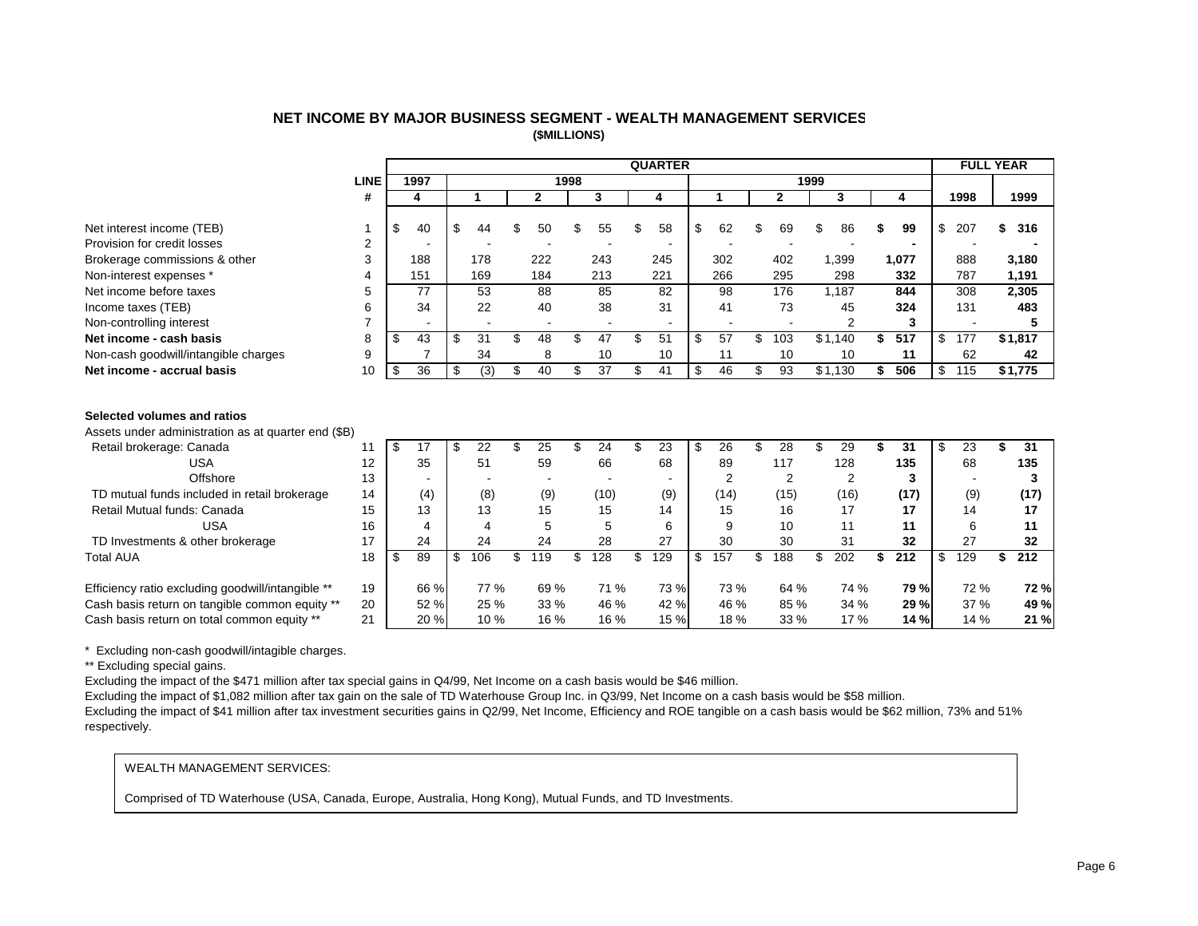# NET INCOME BY MAJOR BUSINESS SEGMENT - WEALTH MANAGEMENT SERVICES

**($MILLIONS)**

| | LINE | QUARTER | | | | | | | | | FULL YEAR | |
|---|---|---|---|---|---|---|---|---|---|---|---|---|
| | | 1997 | 1998 | | | | 1999 | | | | | |
| | # | 4 | 1 | 2 | 3 | 4 | 1 | 2 | 3 | 4 | 1998 | 1999 |
| Net interest income (TEB) | 1 | $ 40 | $ 44 | $ 50 | $ 55 | $ 58 | $ 62 | $ 69 | $ 86 | **$ 99** | $ 207 | **$ 316** |
| Provision for credit losses | 2 | - | - | - | - | - | - | - | - | **-** | - | **-** |
| Brokerage commissions & other | 3 | 188 | 178 | 222 | 243 | 245 | 302 | 402 | 1,399 | **1,077** | 888 | **3,180** |
| Non-interest expenses * | 4 | 151 | 169 | 184 | 213 | 221 | 266 | 295 | 298 | **332** | 787 | **1,191** |
| Net income before taxes | 5 | 77 | 53 | 88 | 85 | 82 | 98 | 176 | 1,187 | **844** | 308 | **2,305** |
| Income taxes (TEB) | 6 | 34 | 22 | 40 | 38 | 31 | 41 | 73 | 45 | **324** | 131 | **483** |
| Non-controlling interest | 7 | - | - | - | - | - | - | - | 2 | **3** | - | **5** |
| **Net income - cash basis** | 8 | $ 43 | $ 31 | $ 48 | $ 47 | $ 51 | $ 57 | $ 103 | $ 1,140 | **$ 517** | $ 177 | **$ 1,817** |
| Non-cash goodwill/intangible charges | 9 | 7 | 34 | 8 | 10 | 10 | 11 | 10 | 10 | **11** | 62 | **42** |
| **Net income - accrual basis** | 10 | $ 36 | $ (3) | $ 40 | $ 37 | $ 41 | $ 46 | $ 93 | $ 1,130 | **$ 506** | $ 115 | **$ 1,775** |

**Selected volumes and ratios**

| | LINE | 1997 Q4 | 1998 Q1 | 1998 Q2 | 1998 Q3 | 1998 Q4 | 1999 Q1 | 1999 Q2 | 1999 Q3 | 1999 Q4 | 1998 | 1999 |
|---|---|---|---|---|---|---|---|---|---|---|---|---|
| Assets under administration as at quarter end ($B) | | | | | | | | | | | | |
| Retail brokerage: Canada | 11 | $ 17 | $ 22 | $ 25 | $ 24 | $ 23 | $ 26 | $ 28 | $ 29 | **$ 31** | $ 23 | **$ 31** |
| USA | 12 | 35 | 51 | 59 | 66 | 68 | 89 | 117 | 128 | **135** | 68 | **135** |
| Offshore | 13 | - | - | - | - | - | 2 | 2 | 2 | **3** | - | **3** |
| TD mutual funds included in retail brokerage | 14 | (4) | (8) | (9) | (10) | (9) | (14) | (15) | (16) | **(17)** | (9) | **(17)** |
| Retail Mutual funds: Canada | 15 | 13 | 13 | 15 | 15 | 14 | 15 | 16 | 17 | **17** | 14 | **17** |
| USA | 16 | 4 | 4 | 5 | 5 | 6 | 9 | 10 | 11 | **11** | 6 | **11** |
| TD Investments & other brokerage | 17 | 24 | 24 | 24 | 28 | 27 | 30 | 30 | 31 | **32** | 27 | **32** |
| Total AUA | 18 | $ 89 | $ 106 | $ 119 | $ 128 | $ 129 | $ 157 | $ 188 | $ 202 | **$ 212** | $ 129 | **$ 212** |
| Efficiency ratio excluding goodwill/intangible ** | 19 | 66 % | 77 % | 69 % | 71 % | 73 % | 73 % | 64 % | 74 % | **79 %** | 72 % | **72 %** |
| Cash basis return on tangible common equity ** | 20 | 52 % | 25 % | 33 % | 46 % | 42 % | 46 % | 85 % | 34 % | **29 %** | 37 % | **49 %** |
| Cash basis return on total common equity ** | 21 | 20 % | 10 % | 16 % | 16 % | 15 % | 18 % | 33 % | 17 % | **14 %** | 14 % | **21 %** |

\* Excluding non-cash goodwill/intagible charges.

** Excluding special gains.

Excluding the impact of the $471 million after tax special gains in Q4/99, Net Income on a cash basis would be $46 million.

Excluding the impact of $1,082 million after tax gain on the sale of TD Waterhouse Group Inc. in Q3/99, Net Income on a cash basis would be $58 million.

Excluding the impact of $41 million after tax investment securities gains in Q2/99, Net Income, Efficiency and ROE tangible on a cash basis would be $62 million, 73% and 51% respectively.

WEALTH MANAGEMENT SERVICES:

Comprised of TD Waterhouse (USA, Canada, Europe, Australia, Hong Kong), Mutual Funds, and TD Investments.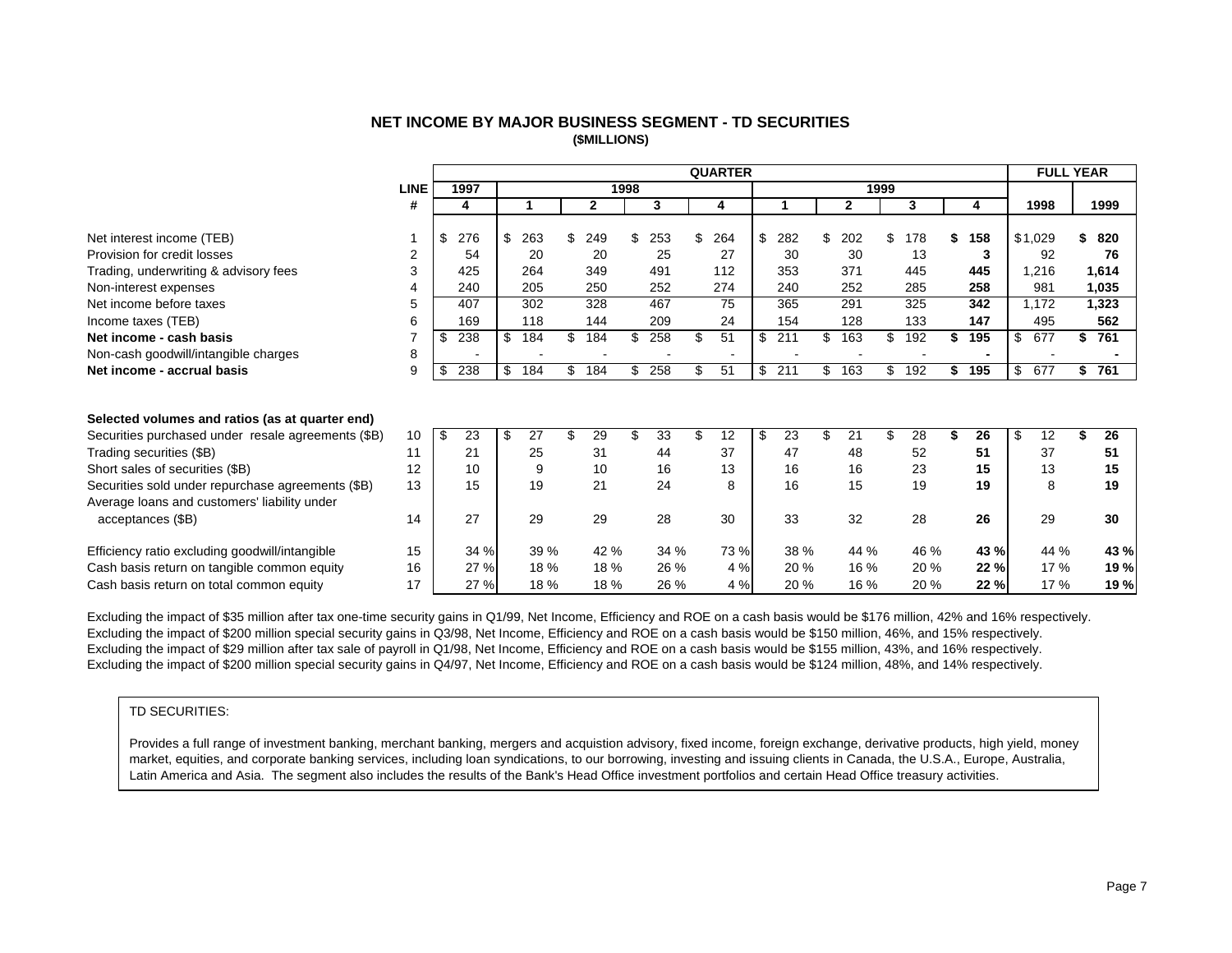## NET INCOME BY MAJOR BUSINESS SEGMENT - TD SECURITIES

**($MILLIONS)**

| | LINE | QUARTER | | | | | | | | | FULL YEAR | |
|---|---|---|---|---|---|---|---|---|---|---|---|---|
| | | 1997 | 1998 | | | | 1999 | | | | | |
| | # | 4 | 1 | 2 | 3 | 4 | 1 | 2 | 3 | 4 | 1998 | 1999 |
| Net interest income (TEB) | 1 | $ 276 | $ 263 | $ 249 | $ 253 | $ 264 | $ 282 | $ 202 | $ 178 | **$ 158** | $1,029 | **$ 820** |
| Provision for credit losses | 2 | 54 | 20 | 20 | 25 | 27 | 30 | 30 | 13 | **3** | 92 | **76** |
| Trading, underwriting & advisory fees | 3 | 425 | 264 | 349 | 491 | 112 | 353 | 371 | 445 | **445** | 1,216 | **1,614** |
| Non-interest expenses | 4 | 240 | 205 | 250 | 252 | 274 | 240 | 252 | 285 | **258** | 981 | **1,035** |
| Net income before taxes | 5 | 407 | 302 | 328 | 467 | 75 | 365 | 291 | 325 | **342** | 1,172 | **1,323** |
| Income taxes (TEB) | 6 | 169 | 118 | 144 | 209 | 24 | 154 | 128 | 133 | **147** | 495 | **562** |
| **Net income - cash basis** | 7 | $ 238 | $ 184 | $ 184 | $ 258 | $ 51 | $ 211 | $ 163 | $ 192 | **$ 195** | $ 677 | **$ 761** |
| Non-cash goodwill/intangible charges | 8 | - | - | - | - | - | - | - | - | **-** | - | **-** |
| **Net income - accrual basis** | 9 | $ 238 | $ 184 | $ 184 | $ 258 | $ 51 | $ 211 | $ 163 | $ 192 | **$ 195** | $ 677 | **$ 761** |
| **Selected volumes and ratios (as at quarter end)** | | | | | | | | | | | | |
| Securities purchased under resale agreements ($B) | 10 | $ 23 | $ 27 | $ 29 | $ 33 | $ 12 | $ 23 | $ 21 | $ 28 | **$ 26** | $ 12 | **$ 26** |
| Trading securities ($B) | 11 | 21 | 25 | 31 | 44 | 37 | 47 | 48 | 52 | **51** | 37 | **51** |
| Short sales of securities ($B) | 12 | 10 | 9 | 10 | 16 | 13 | 16 | 16 | 23 | **15** | 13 | **15** |
| Securities sold under repurchase agreements ($B) | 13 | 15 | 19 | 21 | 24 | 8 | 16 | 15 | 19 | **19** | 8 | **19** |
| Average loans and customers' liability under acceptances ($B) | 14 | 27 | 29 | 29 | 28 | 30 | 33 | 32 | 28 | **26** | 29 | **30** |
| Efficiency ratio excluding goodwill/intangible | 15 | 34 % | 39 % | 42 % | 34 % | 73 % | 38 % | 44 % | 46 % | **43 %** | 44 % | **43 %** |
| Cash basis return on tangible common equity | 16 | 27 % | 18 % | 18 % | 26 % | 4 % | 20 % | 16 % | 20 % | **22 %** | 17 % | **19 %** |
| Cash basis return on total common equity | 17 | 27 % | 18 % | 18 % | 26 % | 4 % | 20 % | 16 % | 20 % | **22 %** | 17 % | **19 %** |

Excluding the impact of $35 million after tax one-time security gains in Q1/99, Net Income, Efficiency and ROE on a cash basis would be $176 million, 42% and 16% respectively.
Excluding the impact of $200 million special security gains in Q3/98, Net Income, Efficiency and ROE on a cash basis would be $150 million, 46%, and 15% respectively.
Excluding the impact of $29 million after tax sale of payroll in Q1/98, Net Income, Efficiency and ROE on a cash basis would be $155 million, 43%, and 16% respectively.
Excluding the impact of $200 million special security gains in Q4/97, Net Income, Efficiency and ROE on a cash basis would be $124 million, 48%, and 14% respectively.

TD SECURITIES:

Provides a full range of investment banking, merchant banking, mergers and acquistion advisory, fixed income, foreign exchange, derivative products, high yield, money market, equities, and corporate banking services, including loan syndications, to our borrowing, investing and issuing clients in Canada, the U.S.A., Europe, Australia, Latin America and Asia. The segment also includes the results of the Bank's Head Office investment portfolios and certain Head Office treasury activities.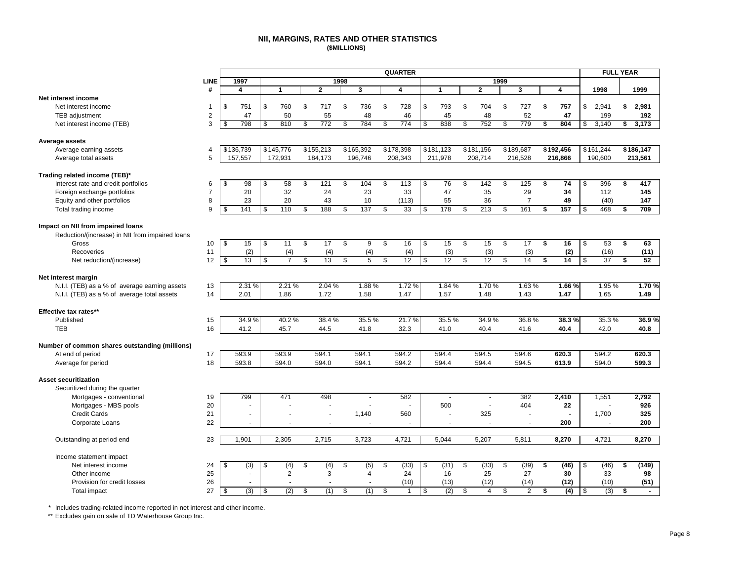# NII, MARGINS, RATES AND OTHER STATISTICS
**($MILLIONS)**

| | LINE | QUARTER 1997 | | 1998 | | | | 1999 | | | FULL YEAR | |
|---|---|---|---|---|---|---|---|---|---|---|---|---|
| | # | 4 | 1 | 2 | 3 | 4 | 1 | 2 | 3 | 4 | 1998 | 1999 |
| **Net interest income** | | | | | | | | | | | | |
| Net interest income | 1 | $ 751 | $ 760 | $ 717 | $ 736 | $ 728 | $ 793 | $ 704 | $ 727 | **$ 757** | $ 2,941 | **$ 2,981** |
| TEB adjustment | 2 | 47 | 50 | 55 | 48 | 46 | 45 | 48 | 52 | **47** | 199 | **192** |
| Net interest income (TEB) | 3 | $ 798 | $ 810 | $ 772 | $ 784 | $ 774 | $ 838 | $ 752 | $ 779 | **$ 804** | $ 3,140 | **$ 3,173** |
| **Average assets** | | | | | | | | | | | | |
| Average earning assets | 4 | $136,739 | $145,776 | $155,213 | $165,392 | $178,398 | $181,123 | $181,156 | $189,687 | **$192,456** | $161,244 | **$186,147** |
| Average total assets | 5 | 157,557 | 172,931 | 184,173 | 196,746 | 208,343 | 211,978 | 208,714 | 216,528 | **216,866** | 190,600 | **213,561** |
| **Trading related income (TEB)*** | | | | | | | | | | | | |
| Interest rate and credit portfolios | 6 | $ 98 | $ 58 | $ 121 | $ 104 | $ 113 | $ 76 | $ 142 | $ 125 | **$ 74** | $ 396 | **$ 417** |
| Foreign exchange portfolios | 7 | 20 | 32 | 24 | 23 | 33 | 47 | 35 | 29 | **34** | 112 | **145** |
| Equity and other portfolios | 8 | 23 | 20 | 43 | 10 | (113) | 55 | 36 | 7 | **49** | (40) | **147** |
| Total trading income | 9 | $ 141 | $ 110 | $ 188 | $ 137 | $ 33 | $ 178 | $ 213 | $ 161 | **$ 157** | $ 468 | **$ 709** |
| **Impact on NII from impaired loans** | | | | | | | | | | | | |
| Reduction/(increase) in NII from impaired loans | | | | | | | | | | | | |
| Gross | 10 | $ 15 | $ 11 | $ 17 | $ 9 | $ 16 | $ 15 | $ 15 | $ 17 | **$ 16** | $ 53 | **$ 63** |
| Recoveries | 11 | (2) | (4) | (4) | (4) | (4) | (3) | (3) | (3) | **(2)** | (16) | **(11)** |
| Net reduction/(increase) | 12 | $ 13 | $ 7 | $ 13 | $ 5 | $ 12 | $ 12 | $ 12 | $ 14 | **$ 14** | $ 37 | **$ 52** |
| **Net interest margin** | | | | | | | | | | | | |
| N.I.I. (TEB) as a % of average earning assets | 13 | 2.31 % | 2.21 % | 2.04 % | 1.88 % | 1.72 % | 1.84 % | 1.70 % | 1.63 % | **1.66 %** | 1.95 % | **1.70 %** |
| N.I.I. (TEB) as a % of average total assets | 14 | 2.01 | 1.86 | 1.72 | 1.58 | 1.47 | 1.57 | 1.48 | 1.43 | **1.47** | 1.65 | **1.49** |
| **Effective tax rates**** | | | | | | | | | | | | |
| Published | 15 | 34.9 % | 40.2 % | 38.4 % | 35.5 % | 21.7 % | 35.5 % | 34.9 % | 36.8 % | **38.3 %** | 35.3 % | **36.9 %** |
| TEB | 16 | 41.2 | 45.7 | 44.5 | 41.8 | 32.3 | 41.0 | 40.4 | 41.6 | **40.4** | 42.0 | **40.8** |
| **Number of common shares outstanding (millions)** | | | | | | | | | | | | |
| At end of period | 17 | 593.9 | 593.9 | 594.1 | 594.1 | 594.2 | 594.4 | 594.5 | 594.6 | **620.3** | 594.2 | **620.3** |
| Average for period | 18 | 593.8 | 594.0 | 594.0 | 594.1 | 594.2 | 594.4 | 594.4 | 594.5 | **613.9** | 594.0 | **599.3** |
| **Asset securitization** | | | | | | | | | | | | |
| Securitized during the quarter | | | | | | | | | | | | |
| Mortgages - conventional | 19 | 799 | 471 | 498 | - | 582 | - | - | 382 | **2,410** | 1,551 | **2,792** |
| Mortgages - MBS pools | 20 | - | - | - | - | - | 500 | - | 404 | **22** | - | **926** |
| Credit Cards | 21 | - | - | - | 1,140 | 560 | - | 325 | - | **-** | 1,700 | **325** |
| Corporate Loans | 22 | - | - | - | - | - | - | - | - | **200** | - | **200** |
| Outstanding at period end | 23 | 1,901 | 2,305 | 2,715 | 3,723 | 4,721 | 5,044 | 5,207 | 5,811 | **8,270** | 4,721 | **8,270** |
| Income statement impact | | | | | | | | | | | | |
| Net interest income | 24 | $ (3) | $ (4) | $ (4) | $ (5) | $ (33) | $ (31) | $ (33) | $ (39) | **$ (46)** | $ (46) | **$ (149)** |
| Other income | 25 | - | 2 | 3 | 4 | 24 | 16 | 25 | 27 | **30** | 33 | **98** |
| Provision for credit losses | 26 | - | - | - | - | (10) | (13) | (12) | (14) | **(12)** | (10) | **(51)** |
| Total impact | 27 | $ (3) | $ (2) | $ (1) | $ (1) | $ 1 | $ (2) | $ 4 | $ 2 | **$ (4)** | $ (3) | **$ -** |

\* Includes trading-related income reported in net interest and other income.

\** Excludes gain on sale of TD Waterhouse Group Inc.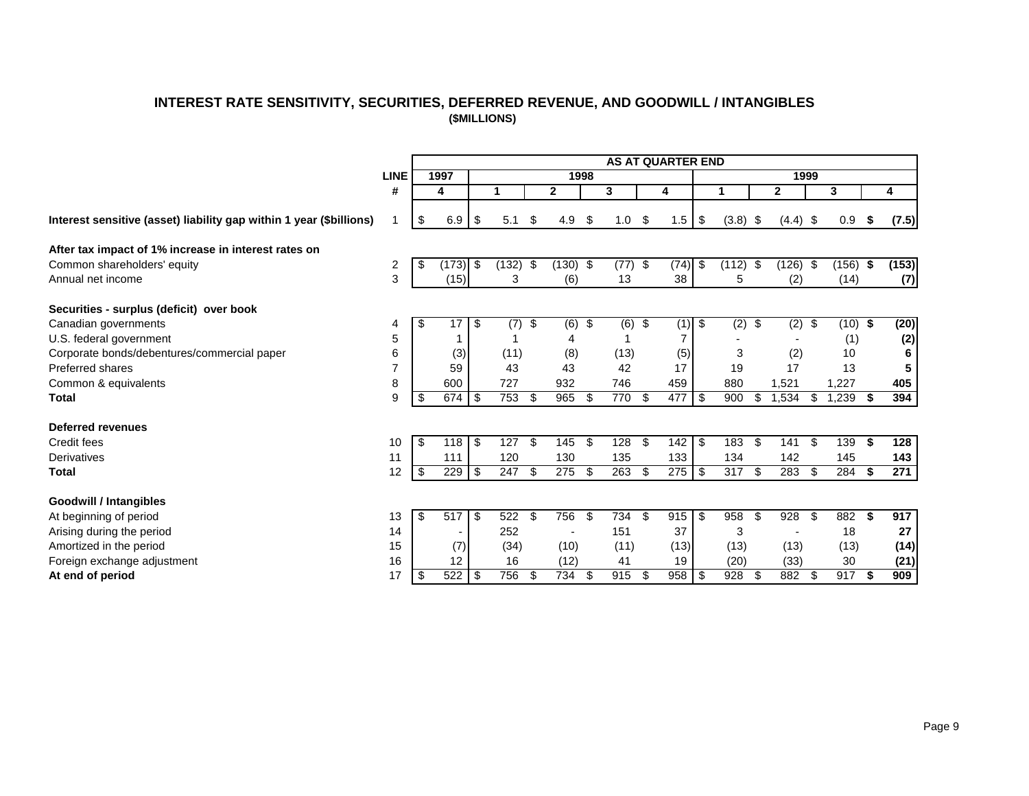## INTEREST RATE SENSITIVITY, SECURITIES, DEFERRED REVENUE, AND GOODWILL / INTANGIBLES

**($MILLIONS)**

| | LINE | AS AT QUARTER END | | | | | | | | |
|---|---|---|---|---|---|---|---|---|---|---|
| | | 1997 | 1998 | | | | 1999 | | | |
| | # | 4 | 1 | 2 | 3 | 4 | 1 | 2 | 3 | 4 |
| **Interest sensitive (asset) liability gap within 1 year ($billions)** | 1 | $ 6.9 | $ 5.1 | $ 4.9 | $ 1.0 | $ 1.5 | $ (3.8) | $ (4.4) | $ 0.9 | **$ (7.5)** |
| **After tax impact of 1% increase in interest rates on** | | | | | | | | | | |
| Common shareholders' equity | 2 | $ (173) | $ (132) | $ (130) | $ (77) | $ (74) | $ (112) | $ (126) | $ (156) | **$ (153)** |
| Annual net income | 3 | (15) | 3 | (6) | 13 | 38 | 5 | (2) | (14) | **(7)** |
| **Securities - surplus (deficit) over book** | | | | | | | | | | |
| Canadian governments | 4 | $ 17 | $ (7) | $ (6) | $ (6) | $ (1) | $ (2) | $ (2) | $ (10) | **$ (20)** |
| U.S. federal government | 5 | 1 | 1 | 4 | 1 | 7 | - | - | (1) | **(2)** |
| Corporate bonds/debentures/commercial paper | 6 | (3) | (11) | (8) | (13) | (5) | 3 | (2) | 10 | **6** |
| Preferred shares | 7 | 59 | 43 | 43 | 42 | 17 | 19 | 17 | 13 | **5** |
| Common & equivalents | 8 | 600 | 727 | 932 | 746 | 459 | 880 | 1,521 | 1,227 | **405** |
| **Total** | 9 | $ 674 | $ 753 | $ 965 | $ 770 | $ 477 | $ 900 | $ 1,534 | $ 1,239 | **$ 394** |
| **Deferred revenues** | | | | | | | | | | |
| Credit fees | 10 | $ 118 | $ 127 | $ 145 | $ 128 | $ 142 | $ 183 | $ 141 | $ 139 | **$ 128** |
| Derivatives | 11 | 111 | 120 | 130 | 135 | 133 | 134 | 142 | 145 | **143** |
| **Total** | 12 | $ 229 | $ 247 | $ 275 | $ 263 | $ 275 | $ 317 | $ 283 | $ 284 | **$ 271** |
| **Goodwill / Intangibles** | | | | | | | | | | |
| At beginning of period | 13 | $ 517 | $ 522 | $ 756 | $ 734 | $ 915 | $ 958 | $ 928 | $ 882 | **$ 917** |
| Arising during the period | 14 | - | 252 | - | 151 | 37 | 3 | - | 18 | **27** |
| Amortized in the period | 15 | (7) | (34) | (10) | (11) | (13) | (13) | (13) | (13) | **(14)** |
| Foreign exchange adjustment | 16 | 12 | 16 | (12) | 41 | 19 | (20) | (33) | 30 | **(21)** |
| **At end of period** | 17 | $ 522 | $ 756 | $ 734 | $ 915 | $ 958 | $ 928 | $ 882 | $ 917 | **$ 909** |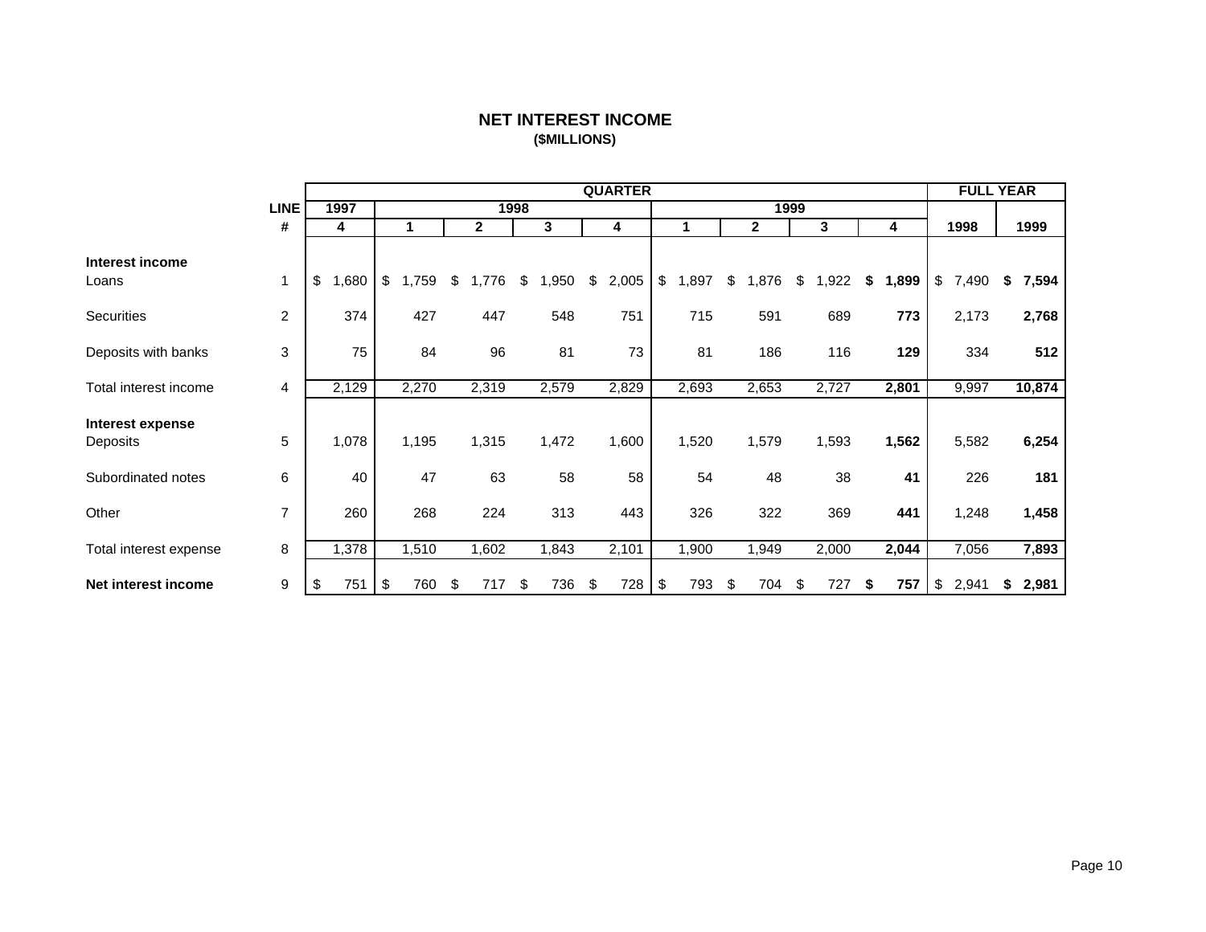# NET INTEREST INCOME

**($MILLIONS)**

| | LINE # | 1997 Q4 | 1998 Q1 | 1998 Q2 | 1998 Q3 | 1998 Q4 | 1999 Q1 | 1999 Q2 | 1999 Q3 | 1999 Q4 | FULL YEAR 1998 | FULL YEAR 1999 |
|---|---|---|---|---|---|---|---|---|---|---|---|---|
| **Interest income** | | | | | | | | | | | | |
| Loans | 1 | $ 1,680 | $ 1,759 | $ 1,776 | $ 1,950 | $ 2,005 | $ 1,897 | $ 1,876 | $ 1,922 | **$ 1,899** | $ 7,490 | **$ 7,594** |
| Securities | 2 | 374 | 427 | 447 | 548 | 751 | 715 | 591 | 689 | **773** | 2,173 | **2,768** |
| Deposits with banks | 3 | 75 | 84 | 96 | 81 | 73 | 81 | 186 | 116 | **129** | 334 | **512** |
| Total interest income | 4 | 2,129 | 2,270 | 2,319 | 2,579 | 2,829 | 2,693 | 2,653 | 2,727 | **2,801** | 9,997 | **10,874** |
| **Interest expense** | | | | | | | | | | | | |
| Deposits | 5 | 1,078 | 1,195 | 1,315 | 1,472 | 1,600 | 1,520 | 1,579 | 1,593 | **1,562** | 5,582 | **6,254** |
| Subordinated notes | 6 | 40 | 47 | 63 | 58 | 58 | 54 | 48 | 38 | **41** | 226 | **181** |
| Other | 7 | 260 | 268 | 224 | 313 | 443 | 326 | 322 | 369 | **441** | 1,248 | **1,458** |
| Total interest expense | 8 | 1,378 | 1,510 | 1,602 | 1,843 | 2,101 | 1,900 | 1,949 | 2,000 | **2,044** | 7,056 | **7,893** |
| **Net interest income** | 9 | $ 751 | $ 760 | $ 717 | $ 736 | $ 728 | $ 793 | $ 704 | $ 727 | **$ 757** | $ 2,941 | **$ 2,981** |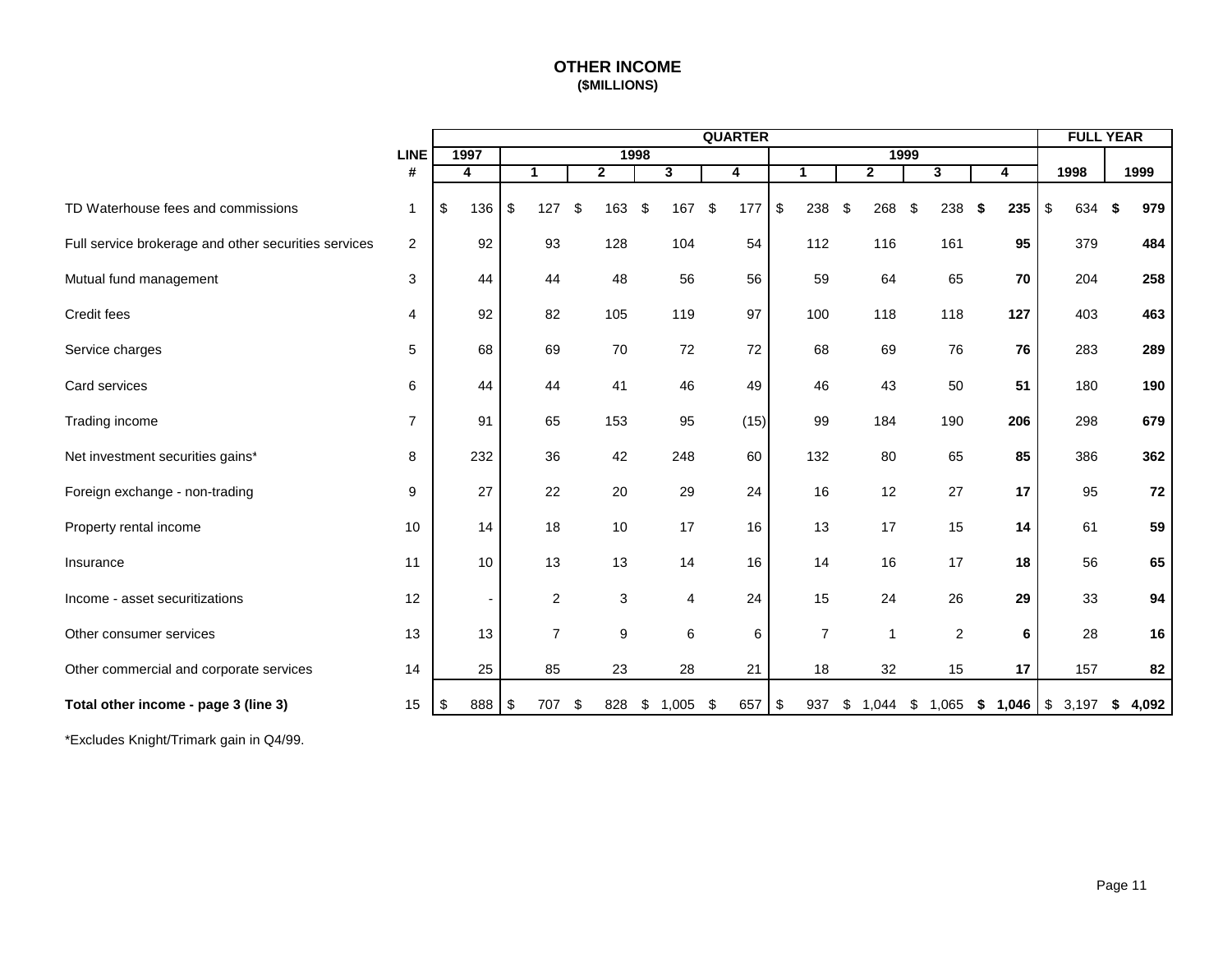# OTHER INCOME
### ($MILLIONS)

| | LINE # | QUARTER 1997 4 | 1998 1 | 1998 2 | 1998 3 | 1998 4 | 1999 1 | 1999 2 | 1999 3 | 1999 4 | FULL YEAR 1998 | FULL YEAR 1999 |
|---|---|---|---|---|---|---|---|---|---|---|---|---|
| TD Waterhouse fees and commissions | 1 | $ 136 | $ 127 | $ 163 | $ 167 | $ 177 | $ 238 | $ 268 | $ 238 | **$ 235** | $ 634 | **$ 979** |
| Full service brokerage and other securities services | 2 | 92 | 93 | 128 | 104 | 54 | 112 | 116 | 161 | **95** | 379 | **484** |
| Mutual fund management | 3 | 44 | 44 | 48 | 56 | 56 | 59 | 64 | 65 | **70** | 204 | **258** |
| Credit fees | 4 | 92 | 82 | 105 | 119 | 97 | 100 | 118 | 118 | **127** | 403 | **463** |
| Service charges | 5 | 68 | 69 | 70 | 72 | 72 | 68 | 69 | 76 | **76** | 283 | **289** |
| Card services | 6 | 44 | 44 | 41 | 46 | 49 | 46 | 43 | 50 | **51** | 180 | **190** |
| Trading income | 7 | 91 | 65 | 153 | 95 | (15) | 99 | 184 | 190 | **206** | 298 | **679** |
| Net investment securities gains* | 8 | 232 | 36 | 42 | 248 | 60 | 132 | 80 | 65 | **85** | 386 | **362** |
| Foreign exchange - non-trading | 9 | 27 | 22 | 20 | 29 | 24 | 16 | 12 | 27 | **17** | 95 | **72** |
| Property rental income | 10 | 14 | 18 | 10 | 17 | 16 | 13 | 17 | 15 | **14** | 61 | **59** |
| Insurance | 11 | 10 | 13 | 13 | 14 | 16 | 14 | 16 | 17 | **18** | 56 | **65** |
| Income - asset securitizations | 12 | - | 2 | 3 | 4 | 24 | 15 | 24 | 26 | **29** | 33 | **94** |
| Other consumer services | 13 | 13 | 7 | 9 | 6 | 6 | 7 | 1 | 2 | **6** | 28 | **16** |
| Other commercial and corporate services | 14 | 25 | 85 | 23 | 28 | 21 | 18 | 32 | 15 | **17** | 157 | **82** |
| **Total other income - page 3 (line 3)** | 15 | $ 888 | $ 707 | $ 828 | $ 1,005 | $ 657 | $ 937 | $ 1,044 | $ 1,065 | **$ 1,046** | $ 3,197 | **$ 4,092** |

*Excludes Knight/Trimark gain in Q4/99.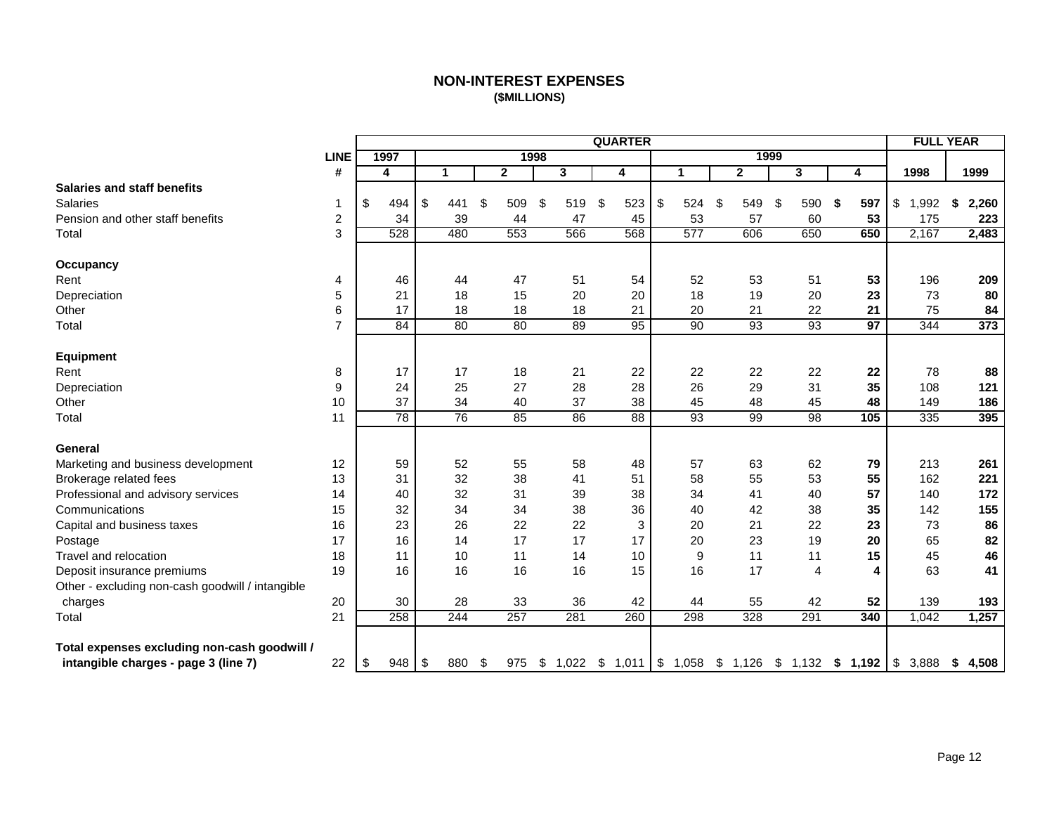## NON-INTEREST EXPENSES
### ($MILLIONS)

| | LINE | QUARTER | | | | | | | | | FULL YEAR | |
|---|---|---|---|---|---|---|---|---|---|---|---|---|
| | | 1997 | 1998 | | | | 1999 | | | | | |
| | # | 4 | 1 | 2 | 3 | 4 | 1 | 2 | 3 | **4** | 1998 | **1999** |
| **Salaries and staff benefits** | | | | | | | | | | | | |
| Salaries | 1 | $ 494 | $ 441 | $ 509 | $ 519 | $ 523 | $ 524 | $ 549 | $ 590 | **$ 597** | $ 1,992 | **$ 2,260** |
| Pension and other staff benefits | 2 | 34 | 39 | 44 | 47 | 45 | 53 | 57 | 60 | **53** | 175 | **223** |
| Total | 3 | 528 | 480 | 553 | 566 | 568 | 577 | 606 | 650 | **650** | 2,167 | **2,483** |
| **Occupancy** | | | | | | | | | | | | |
| Rent | 4 | 46 | 44 | 47 | 51 | 54 | 52 | 53 | 51 | **53** | 196 | **209** |
| Depreciation | 5 | 21 | 18 | 15 | 20 | 20 | 18 | 19 | 20 | **23** | 73 | **80** |
| Other | 6 | 17 | 18 | 18 | 18 | 21 | 20 | 21 | 22 | **21** | 75 | **84** |
| Total | 7 | 84 | 80 | 80 | 89 | 95 | 90 | 93 | 93 | **97** | 344 | **373** |
| **Equipment** | | | | | | | | | | | | |
| Rent | 8 | 17 | 17 | 18 | 21 | 22 | 22 | 22 | 22 | **22** | 78 | **88** |
| Depreciation | 9 | 24 | 25 | 27 | 28 | 28 | 26 | 29 | 31 | **35** | 108 | **121** |
| Other | 10 | 37 | 34 | 40 | 37 | 38 | 45 | 48 | 45 | **48** | 149 | **186** |
| Total | 11 | 78 | 76 | 85 | 86 | 88 | 93 | 99 | 98 | **105** | 335 | **395** |
| **General** | | | | | | | | | | | | |
| Marketing and business development | 12 | 59 | 52 | 55 | 58 | 48 | 57 | 63 | 62 | **79** | 213 | **261** |
| Brokerage related fees | 13 | 31 | 32 | 38 | 41 | 51 | 58 | 55 | 53 | **55** | 162 | **221** |
| Professional and advisory services | 14 | 40 | 32 | 31 | 39 | 38 | 34 | 41 | 40 | **57** | 140 | **172** |
| Communications | 15 | 32 | 34 | 34 | 38 | 36 | 40 | 42 | 38 | **35** | 142 | **155** |
| Capital and business taxes | 16 | 23 | 26 | 22 | 22 | 3 | 20 | 21 | 22 | **23** | 73 | **86** |
| Postage | 17 | 16 | 14 | 17 | 17 | 17 | 20 | 23 | 19 | **20** | 65 | **82** |
| Travel and relocation | 18 | 11 | 10 | 11 | 14 | 10 | 9 | 11 | 11 | **15** | 45 | **46** |
| Deposit insurance premiums | 19 | 16 | 16 | 16 | 16 | 15 | 16 | 17 | 4 | **4** | 63 | **41** |
| Other - excluding non-cash goodwill / intangible charges | 20 | 30 | 28 | 33 | 36 | 42 | 44 | 55 | 42 | **52** | 139 | **193** |
| Total | 21 | 258 | 244 | 257 | 281 | 260 | 298 | 328 | 291 | **340** | 1,042 | **1,257** |
| **Total expenses excluding non-cash goodwill / intangible charges - page 3 (line 7)** | 22 | $ 948 | $ 880 | $ 975 | $ 1,022 | $ 1,011 | $ 1,058 | $ 1,126 | $ 1,132 | **$ 1,192** | $ 3,888 | **$ 4,508** |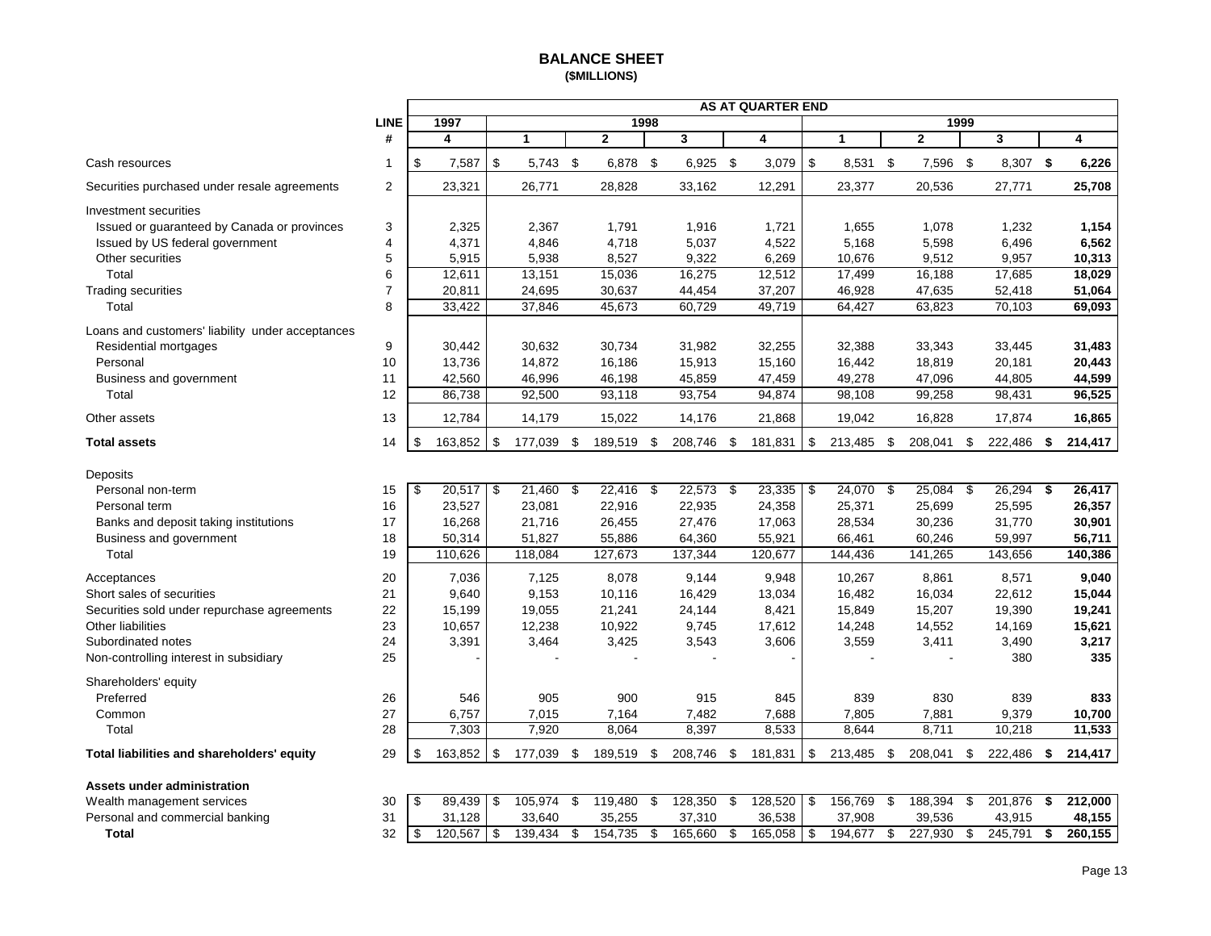# BALANCE SHEET
**($MILLIONS)**

| | LINE # | 1997 Q4 | 1998 Q1 | 1998 Q2 | 1998 Q3 | 1998 Q4 | 1999 Q1 | 1999 Q2 | 1999 Q3 | 1999 Q4 |
|---|---|---|---|---|---|---|---|---|---|---|
| | | **AS AT QUARTER END** | | | | | | | | |
| Cash resources | 1 | $ 7,587 | $ 5,743 | $ 6,878 | $ 6,925 | $ 3,079 | $ 8,531 | $ 7,596 | $ 8,307 | **$ 6,226** |
| Securities purchased under resale agreements | 2 | 23,321 | 26,771 | 28,828 | 33,162 | 12,291 | 23,377 | 20,536 | 27,771 | **25,708** |
| Investment securities | | | | | | | | | | |
| Issued or guaranteed by Canada or provinces | 3 | 2,325 | 2,367 | 1,791 | 1,916 | 1,721 | 1,655 | 1,078 | 1,232 | **1,154** |
| Issued by US federal government | 4 | 4,371 | 4,846 | 4,718 | 5,037 | 4,522 | 5,168 | 5,598 | 6,496 | **6,562** |
| Other securities | 5 | 5,915 | 5,938 | 8,527 | 9,322 | 6,269 | 10,676 | 9,512 | 9,957 | **10,313** |
| Total | 6 | 12,611 | 13,151 | 15,036 | 16,275 | 12,512 | 17,499 | 16,188 | 17,685 | **18,029** |
| Trading securities | 7 | 20,811 | 24,695 | 30,637 | 44,454 | 37,207 | 46,928 | 47,635 | 52,418 | **51,064** |
| Total | 8 | 33,422 | 37,846 | 45,673 | 60,729 | 49,719 | 64,427 | 63,823 | 70,103 | **69,093** |
| Loans and customers' liability under acceptances | | | | | | | | | | |
| Residential mortgages | 9 | 30,442 | 30,632 | 30,734 | 31,982 | 32,255 | 32,388 | 33,343 | 33,445 | **31,483** |
| Personal | 10 | 13,736 | 14,872 | 16,186 | 15,913 | 15,160 | 16,442 | 18,819 | 20,181 | **20,443** |
| Business and government | 11 | 42,560 | 46,996 | 46,198 | 45,859 | 47,459 | 49,278 | 47,096 | 44,805 | **44,599** |
| Total | 12 | 86,738 | 92,500 | 93,118 | 93,754 | 94,874 | 98,108 | 99,258 | 98,431 | **96,525** |
| Other assets | 13 | 12,784 | 14,179 | 15,022 | 14,176 | 21,868 | 19,042 | 16,828 | 17,874 | **16,865** |
| **Total assets** | 14 | $ 163,852 | $ 177,039 | $ 189,519 | $ 208,746 | $ 181,831 | $ 213,485 | $ 208,041 | $ 222,486 | **$ 214,417** |
| Deposits | | | | | | | | | | |
| Personal non-term | 15 | $ 20,517 | $ 21,460 | $ 22,416 | $ 22,573 | $ 23,335 | $ 24,070 | $ 25,084 | $ 26,294 | **$ 26,417** |
| Personal term | 16 | 23,527 | 23,081 | 22,916 | 22,935 | 24,358 | 25,371 | 25,699 | 25,595 | **26,357** |
| Banks and deposit taking institutions | 17 | 16,268 | 21,716 | 26,455 | 27,476 | 17,063 | 28,534 | 30,236 | 31,770 | **30,901** |
| Business and government | 18 | 50,314 | 51,827 | 55,886 | 64,360 | 55,921 | 66,461 | 60,246 | 59,997 | **56,711** |
| Total | 19 | 110,626 | 118,084 | 127,673 | 137,344 | 120,677 | 144,436 | 141,265 | 143,656 | **140,386** |
| Acceptances | 20 | 7,036 | 7,125 | 8,078 | 9,144 | 9,948 | 10,267 | 8,861 | 8,571 | **9,040** |
| Short sales of securities | 21 | 9,640 | 9,153 | 10,116 | 16,429 | 13,034 | 16,482 | 16,034 | 22,612 | **15,044** |
| Securities sold under repurchase agreements | 22 | 15,199 | 19,055 | 21,241 | 24,144 | 8,421 | 15,849 | 15,207 | 19,390 | **19,241** |
| Other liabilities | 23 | 10,657 | 12,238 | 10,922 | 9,745 | 17,612 | 14,248 | 14,552 | 14,169 | **15,621** |
| Subordinated notes | 24 | 3,391 | 3,464 | 3,425 | 3,543 | 3,606 | 3,559 | 3,411 | 3,490 | **3,217** |
| Non-controlling interest in subsidiary | 25 | - | - | - | - | - | - | - | 380 | **335** |
| Shareholders' equity | | | | | | | | | | |
| Preferred | 26 | 546 | 905 | 900 | 915 | 845 | 839 | 830 | 839 | **833** |
| Common | 27 | 6,757 | 7,015 | 7,164 | 7,482 | 7,688 | 7,805 | 7,881 | 9,379 | **10,700** |
| Total | 28 | 7,303 | 7,920 | 8,064 | 8,397 | 8,533 | 8,644 | 8,711 | 10,218 | **11,533** |
| **Total liabilities and shareholders' equity** | 29 | $ 163,852 | $ 177,039 | $ 189,519 | $ 208,746 | $ 181,831 | $ 213,485 | $ 208,041 | $ 222,486 | **$ 214,417** |
| **Assets under administration** | | | | | | | | | | |
| Wealth management services | 30 | $ 89,439 | $ 105,974 | $ 119,480 | $ 128,350 | $ 128,520 | $ 156,769 | $ 188,394 | $ 201,876 | **$ 212,000** |
| Personal and commercial banking | 31 | 31,128 | 33,640 | 35,255 | 37,310 | 36,538 | 37,908 | 39,536 | 43,915 | **48,155** |
| **Total** | 32 | $ 120,567 | $ 139,434 | $ 154,735 | $ 165,660 | $ 165,058 | $ 194,677 | $ 227,930 | $ 245,791 | **$ 260,155** |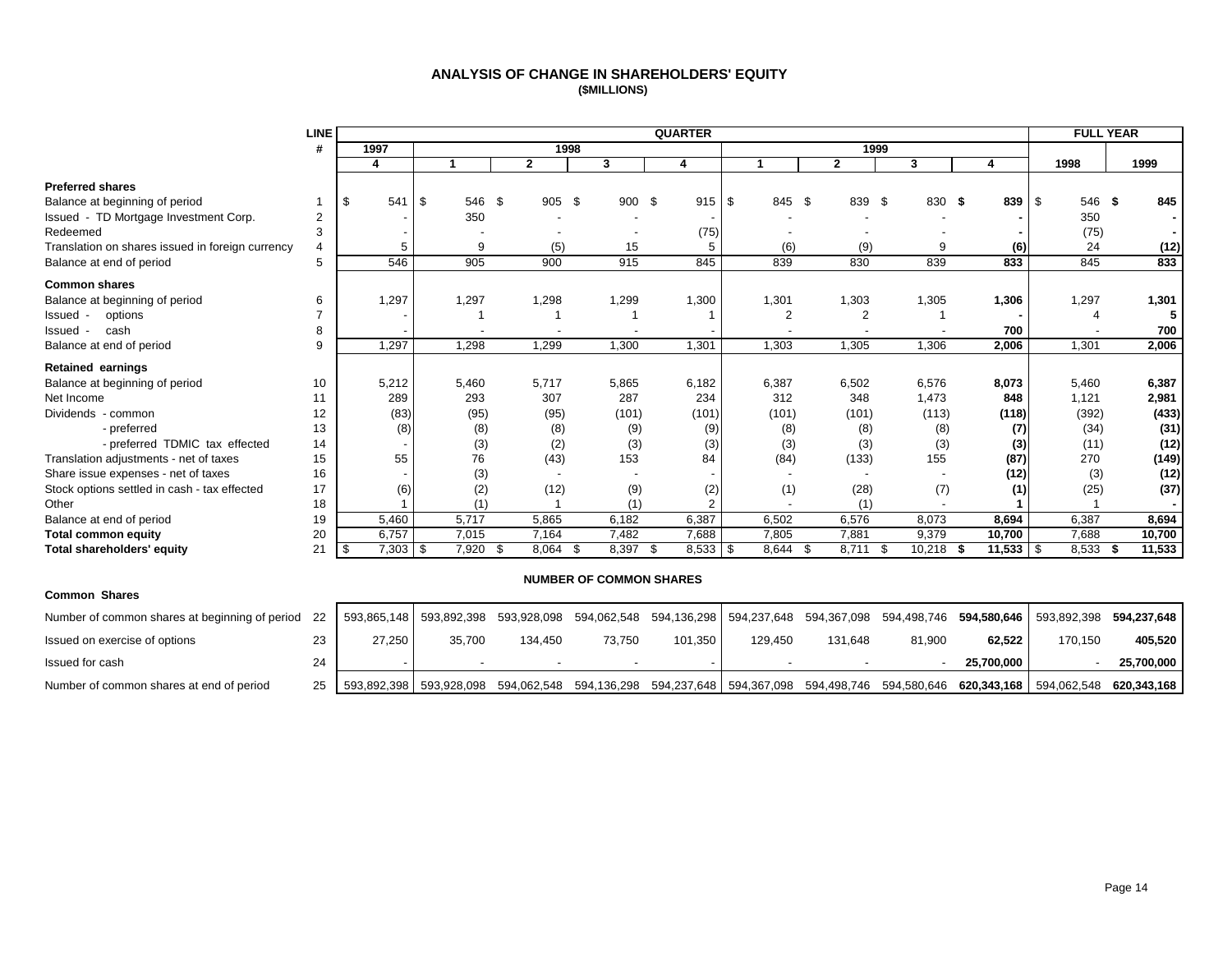# ANALYSIS OF CHANGE IN SHAREHOLDERS' EQUITY
**($MILLIONS)**

| | LINE # | QUARTER 1997 Q4 | 1998 Q1 | 1998 Q2 | 1998 Q3 | 1998 Q4 | 1999 Q1 | 1999 Q2 | 1999 Q3 | 1999 Q4 | FULL YEAR 1998 | FULL YEAR 1999 |
|---|---|---|---|---|---|---|---|---|---|---|---|---|
| **Preferred shares** | | | | | | | | | | | | |
| Balance at beginning of period | 1 | $ 541 | $ 546 | $ 905 | $ 900 | $ 915 | $ 845 | $ 839 | $ 830 | **$ 839** | $ 546 | **$ 845** |
| Issued - TD Mortgage Investment Corp. | 2 | - | 350 | - | - | - | - | - | - | **-** | 350 | **-** |
| Redeemed | 3 | - | - | - | - | (75) | - | - | - | **-** | (75) | **-** |
| Translation on shares issued in foreign currency | 4 | 5 | 9 | (5) | 15 | 5 | (6) | (9) | 9 | **(6)** | 24 | **(12)** |
| Balance at end of period | 5 | 546 | 905 | 900 | 915 | 845 | 839 | 830 | 839 | **833** | 845 | **833** |
| **Common shares** | | | | | | | | | | | | |
| Balance at beginning of period | 6 | 1,297 | 1,297 | 1,298 | 1,299 | 1,300 | 1,301 | 1,303 | 1,305 | **1,306** | 1,297 | **1,301** |
| Issued - options | 7 | - | 1 | 1 | 1 | 1 | 2 | 2 | 1 | **-** | 4 | **5** |
| Issued - cash | 8 | - | - | - | - | - | - | - | - | **700** | - | **700** |
| Balance at end of period | 9 | 1,297 | 1,298 | 1,299 | 1,300 | 1,301 | 1,303 | 1,305 | 1,306 | **2,006** | 1,301 | **2,006** |
| **Retained earnings** | | | | | | | | | | | | |
| Balance at beginning of period | 10 | 5,212 | 5,460 | 5,717 | 5,865 | 6,182 | 6,387 | 6,502 | 6,576 | **8,073** | 5,460 | **6,387** |
| Net Income | 11 | 289 | 293 | 307 | 287 | 234 | 312 | 348 | 1,473 | **848** | 1,121 | **2,981** |
| Dividends - common | 12 | (83) | (95) | (95) | (101) | (101) | (101) | (101) | (113) | **(118)** | (392) | **(433)** |
| - preferred | 13 | (8) | (8) | (8) | (9) | (9) | (8) | (8) | (8) | **(7)** | (34) | **(31)** |
| - preferred TDMIC tax effected | 14 | - | (3) | (2) | (3) | (3) | (3) | (3) | (3) | **(3)** | (11) | **(12)** |
| Translation adjustments - net of taxes | 15 | 55 | 76 | (43) | 153 | 84 | (84) | (133) | 155 | **(87)** | 270 | **(149)** |
| Share issue expenses - net of taxes | 16 | - | (3) | - | - | - | - | - | - | **(12)** | (3) | **(12)** |
| Stock options settled in cash - tax effected | 17 | (6) | (2) | (12) | (9) | (2) | (1) | (28) | (7) | **(1)** | (25) | **(37)** |
| Other | 18 | 1 | (1) | 1 | (1) | 2 | - | (1) | - | **1** | 1 | **-** |
| Balance at end of period | 19 | 5,460 | 5,717 | 5,865 | 6,182 | 6,387 | 6,502 | 6,576 | 8,073 | **8,694** | 6,387 | **8,694** |
| **Total common equity** | 20 | 6,757 | 7,015 | 7,164 | 7,482 | 7,688 | 7,805 | 7,881 | 9,379 | **10,700** | 7,688 | **10,700** |
| **Total shareholders' equity** | 21 | $ 7,303 | $ 7,920 | $ 8,064 | $ 8,397 | $ 8,533 | $ 8,644 | $ 8,711 | $ 10,218 | **$ 11,533** | $ 8,533 | **$ 11,533** |

## NUMBER OF COMMON SHARES

| **Common Shares** | LINE # | 1997 Q4 | 1998 Q1 | 1998 Q2 | 1998 Q3 | 1998 Q4 | 1999 Q1 | 1999 Q2 | 1999 Q3 | 1999 Q4 | FULL YEAR 1998 | FULL YEAR 1999 |
|---|---|---|---|---|---|---|---|---|---|---|---|---|
| Number of common shares at beginning of period | 22 | 593,865,148 | 593,892,398 | 593,928,098 | 594,062,548 | 594,136,298 | 594,237,648 | 594,367,098 | 594,498,746 | **594,580,646** | 593,892,398 | **594,237,648** |
| Issued on exercise of options | 23 | 27,250 | 35,700 | 134,450 | 73,750 | 101,350 | 129,450 | 131,648 | 81,900 | **62,522** | 170,150 | **405,520** |
| Issued for cash | 24 | - | - | - | - | - | - | - | - | **25,700,000** | - | **25,700,000** |
| Number of common shares at end of period | 25 | 593,892,398 | 593,928,098 | 594,062,548 | 594,136,298 | 594,237,648 | 594,367,098 | 594,498,746 | 594,580,646 | **620,343,168** | 594,062,548 | **620,343,168** |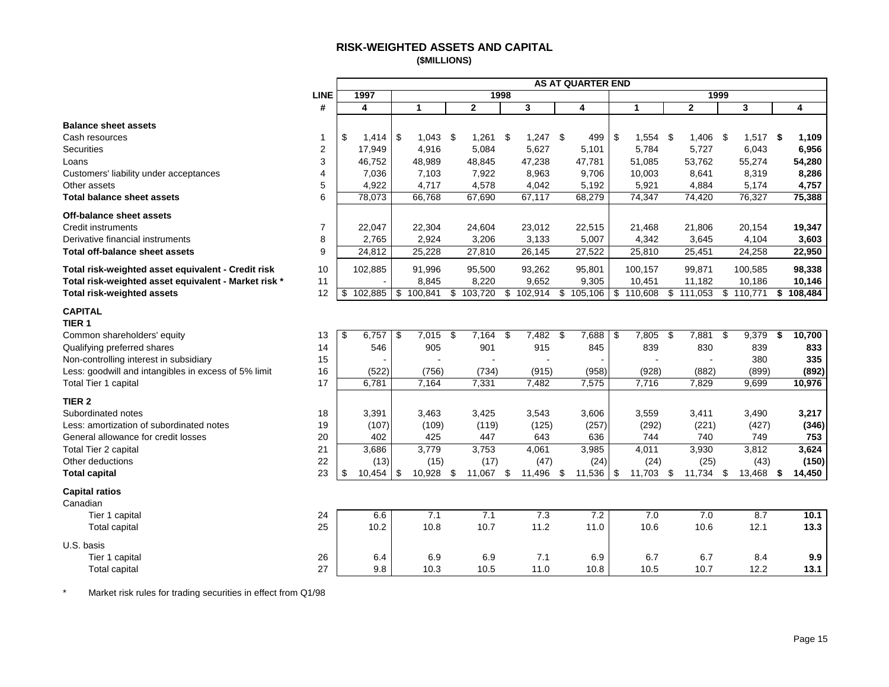# RISK-WEIGHTED ASSETS AND CAPITAL

**($MILLIONS)**

| | LINE | AS AT QUARTER END | | | | | | | | |
|---|---|---|---|---|---|---|---|---|---|---|
| | | 1997 | 1998 | | | | 1999 | | | |
| | # | 4 | 1 | 2 | 3 | 4 | 1 | 2 | 3 | 4 |
| **Balance sheet assets** | | | | | | | | | | |
| Cash resources | 1 | $ 1,414 | $ 1,043 | $ 1,261 | $ 1,247 | $ 499 | $ 1,554 | $ 1,406 | $ 1,517 | **$ 1,109** |
| Securities | 2 | 17,949 | 4,916 | 5,084 | 5,627 | 5,101 | 5,784 | 5,727 | 6,043 | **6,956** |
| Loans | 3 | 46,752 | 48,989 | 48,845 | 47,238 | 47,781 | 51,085 | 53,762 | 55,274 | **54,280** |
| Customers' liability under acceptances | 4 | 7,036 | 7,103 | 7,922 | 8,963 | 9,706 | 10,003 | 8,641 | 8,319 | **8,286** |
| Other assets | 5 | 4,922 | 4,717 | 4,578 | 4,042 | 5,192 | 5,921 | 4,884 | 5,174 | **4,757** |
| **Total balance sheet assets** | 6 | 78,073 | 66,768 | 67,690 | 67,117 | 68,279 | 74,347 | 74,420 | 76,327 | **75,388** |
| **Off-balance sheet assets** | | | | | | | | | | |
| Credit instruments | 7 | 22,047 | 22,304 | 24,604 | 23,012 | 22,515 | 21,468 | 21,806 | 20,154 | **19,347** |
| Derivative financial instruments | 8 | 2,765 | 2,924 | 3,206 | 3,133 | 5,007 | 4,342 | 3,645 | 4,104 | **3,603** |
| **Total off-balance sheet assets** | 9 | 24,812 | 25,228 | 27,810 | 26,145 | 27,522 | 25,810 | 25,451 | 24,258 | **22,950** |
| **Total risk-weighted asset equivalent - Credit risk** | 10 | 102,885 | 91,996 | 95,500 | 93,262 | 95,801 | 100,157 | 99,871 | 100,585 | **98,338** |
| **Total risk-weighted asset equivalent - Market risk *** | 11 | - | 8,845 | 8,220 | 9,652 | 9,305 | 10,451 | 11,182 | 10,186 | **10,146** |
| **Total risk-weighted assets** | 12 | $ 102,885 | $ 100,841 | $ 103,720 | $ 102,914 | $ 105,106 | $ 110,608 | $ 111,053 | $ 110,771 | **$ 108,484** |
| **CAPITAL** | | | | | | | | | | |
| **TIER 1** | | | | | | | | | | |
| Common shareholders' equity | 13 | $ 6,757 | $ 7,015 | $ 7,164 | $ 7,482 | $ 7,688 | $ 7,805 | $ 7,881 | $ 9,379 | **$ 10,700** |
| Qualifying preferred shares | 14 | 546 | 905 | 901 | 915 | 845 | 839 | 830 | 839 | **833** |
| Non-controlling interest in subsidiary | 15 | - | - | - | - | - | - | - | 380 | **335** |
| Less: goodwill and intangibles in excess of 5% limit | 16 | (522) | (756) | (734) | (915) | (958) | (928) | (882) | (899) | **(892)** |
| Total Tier 1 capital | 17 | 6,781 | 7,164 | 7,331 | 7,482 | 7,575 | 7,716 | 7,829 | 9,699 | **10,976** |
| **TIER 2** | | | | | | | | | | |
| Subordinated notes | 18 | 3,391 | 3,463 | 3,425 | 3,543 | 3,606 | 3,559 | 3,411 | 3,490 | **3,217** |
| Less: amortization of subordinated notes | 19 | (107) | (109) | (119) | (125) | (257) | (292) | (221) | (427) | **(346)** |
| General allowance for credit losses | 20 | 402 | 425 | 447 | 643 | 636 | 744 | 740 | 749 | **753** |
| Total Tier 2 capital | 21 | 3,686 | 3,779 | 3,753 | 4,061 | 3,985 | 4,011 | 3,930 | 3,812 | **3,624** |
| Other deductions | 22 | (13) | (15) | (17) | (47) | (24) | (24) | (25) | (43) | **(150)** |
| **Total capital** | 23 | $ 10,454 | $ 10,928 | $ 11,067 | $ 11,496 | $ 11,536 | $ 11,703 | $ 11,734 | $ 13,468 | **$ 14,450** |
| **Capital ratios** | | | | | | | | | | |
| Canadian | | | | | | | | | | |
| Tier 1 capital | 24 | 6.6 | 7.1 | 7.1 | 7.3 | 7.2 | 7.0 | 7.0 | 8.7 | **10.1** |
| Total capital | 25 | 10.2 | 10.8 | 10.7 | 11.2 | 11.0 | 10.6 | 10.6 | 12.1 | **13.3** |
| U.S. basis | | | | | | | | | | |
| Tier 1 capital | 26 | 6.4 | 6.9 | 6.9 | 7.1 | 6.9 | 6.7 | 6.7 | 8.4 | **9.9** |
| Total capital | 27 | 9.8 | 10.3 | 10.5 | 11.0 | 10.8 | 10.5 | 10.7 | 12.2 | **13.1** |

\* Market risk rules for trading securities in effect from Q1/98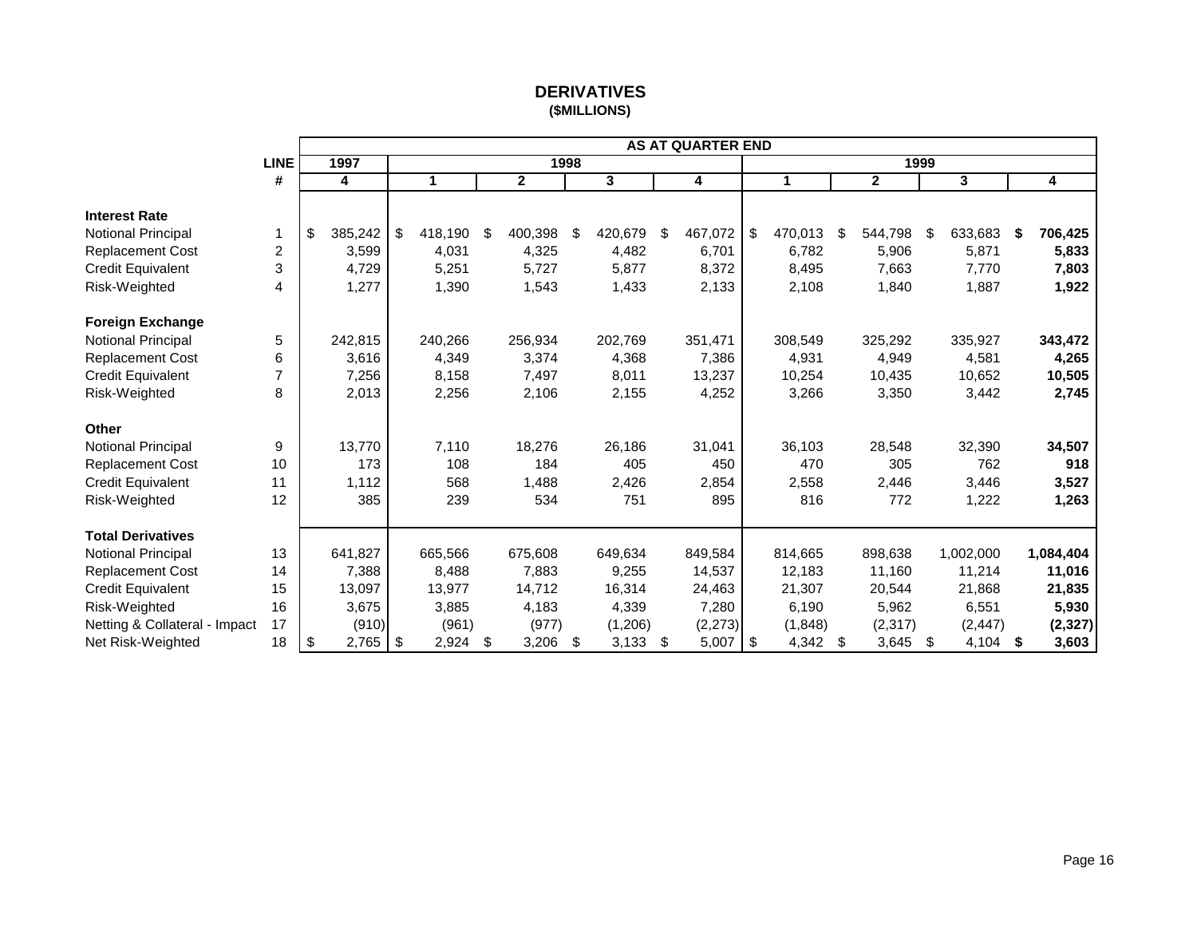# DERIVATIVES
## ($MILLIONS)

| | LINE # | 1997 Q4 | 1998 Q1 | 1998 Q2 | 1998 Q3 | 1998 Q4 | 1999 Q1 | 1999 Q2 | 1999 Q3 | 1999 Q4 |
|---|---|---|---|---|---|---|---|---|---|---|
| | | **AS AT QUARTER END** | | | | | | | | |
| **Interest Rate** | | | | | | | | | | |
| Notional Principal | 1 | $ 385,242 | $ 418,190 | $ 400,398 | $ 420,679 | $ 467,072 | $ 470,013 | $ 544,798 | $ 633,683 | **$ 706,425** |
| Replacement Cost | 2 | 3,599 | 4,031 | 4,325 | 4,482 | 6,701 | 6,782 | 5,906 | 5,871 | **5,833** |
| Credit Equivalent | 3 | 4,729 | 5,251 | 5,727 | 5,877 | 8,372 | 8,495 | 7,663 | 7,770 | **7,803** |
| Risk-Weighted | 4 | 1,277 | 1,390 | 1,543 | 1,433 | 2,133 | 2,108 | 1,840 | 1,887 | **1,922** |
| **Foreign Exchange** | | | | | | | | | | |
| Notional Principal | 5 | 242,815 | 240,266 | 256,934 | 202,769 | 351,471 | 308,549 | 325,292 | 335,927 | **343,472** |
| Replacement Cost | 6 | 3,616 | 4,349 | 3,374 | 4,368 | 7,386 | 4,931 | 4,949 | 4,581 | **4,265** |
| Credit Equivalent | 7 | 7,256 | 8,158 | 7,497 | 8,011 | 13,237 | 10,254 | 10,435 | 10,652 | **10,505** |
| Risk-Weighted | 8 | 2,013 | 2,256 | 2,106 | 2,155 | 4,252 | 3,266 | 3,350 | 3,442 | **2,745** |
| **Other** | | | | | | | | | | |
| Notional Principal | 9 | 13,770 | 7,110 | 18,276 | 26,186 | 31,041 | 36,103 | 28,548 | 32,390 | **34,507** |
| Replacement Cost | 10 | 173 | 108 | 184 | 405 | 450 | 470 | 305 | 762 | **918** |
| Credit Equivalent | 11 | 1,112 | 568 | 1,488 | 2,426 | 2,854 | 2,558 | 2,446 | 3,446 | **3,527** |
| Risk-Weighted | 12 | 385 | 239 | 534 | 751 | 895 | 816 | 772 | 1,222 | **1,263** |
| **Total Derivatives** | | | | | | | | | | |
| Notional Principal | 13 | 641,827 | 665,566 | 675,608 | 649,634 | 849,584 | 814,665 | 898,638 | 1,002,000 | **1,084,404** |
| Replacement Cost | 14 | 7,388 | 8,488 | 7,883 | 9,255 | 14,537 | 12,183 | 11,160 | 11,214 | **11,016** |
| Credit Equivalent | 15 | 13,097 | 13,977 | 14,712 | 16,314 | 24,463 | 21,307 | 20,544 | 21,868 | **21,835** |
| Risk-Weighted | 16 | 3,675 | 3,885 | 4,183 | 4,339 | 7,280 | 6,190 | 5,962 | 6,551 | **5,930** |
| Netting & Collateral - Impact | 17 | (910) | (961) | (977) | (1,206) | (2,273) | (1,848) | (2,317) | (2,447) | **(2,327)** |
| Net Risk-Weighted | 18 | $ 2,765 | $ 2,924 | $ 3,206 | $ 3,133 | $ 5,007 | $ 4,342 | $ 3,645 | $ 4,104 | **$ 3,603** |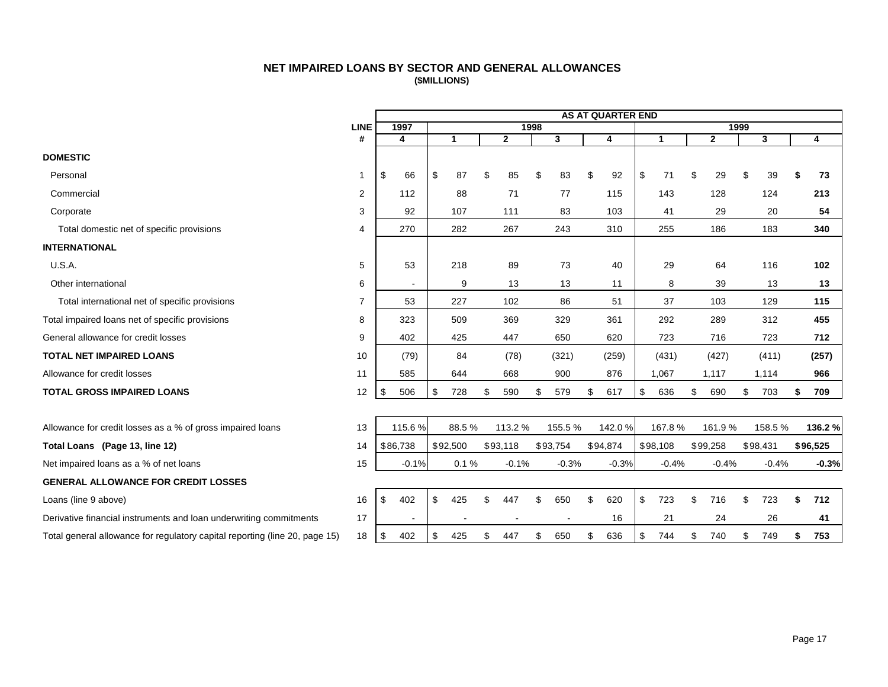# NET IMPAIRED LOANS BY SECTOR AND GENERAL ALLOWANCES

**($MILLIONS)**

| | LINE # | 1997 Q4 | 1998 Q1 | 1998 Q2 | 1998 Q3 | 1998 Q4 | 1999 Q1 | 1999 Q2 | 1999 Q3 | 1999 Q4 |
|---|---|---|---|---|---|---|---|---|---|---|
| | | **AS AT QUARTER END** | | | | | | | | |
| **DOMESTIC** | | | | | | | | | | |
| Personal | 1 | $ 66 | $ 87 | $ 85 | $ 83 | $ 92 | $ 71 | $ 29 | $ 39 | **$ 73** |
| Commercial | 2 | 112 | 88 | 71 | 77 | 115 | 143 | 128 | 124 | **213** |
| Corporate | 3 | 92 | 107 | 111 | 83 | 103 | 41 | 29 | 20 | **54** |
| Total domestic net of specific provisions | 4 | 270 | 282 | 267 | 243 | 310 | 255 | 186 | 183 | **340** |
| **INTERNATIONAL** | | | | | | | | | | |
| U.S.A. | 5 | 53 | 218 | 89 | 73 | 40 | 29 | 64 | 116 | **102** |
| Other international | 6 | - | 9 | 13 | 13 | 11 | 8 | 39 | 13 | **13** |
| Total international net of specific provisions | 7 | 53 | 227 | 102 | 86 | 51 | 37 | 103 | 129 | **115** |
| Total impaired loans net of specific provisions | 8 | 323 | 509 | 369 | 329 | 361 | 292 | 289 | 312 | **455** |
| General allowance for credit losses | 9 | 402 | 425 | 447 | 650 | 620 | 723 | 716 | 723 | **712** |
| **TOTAL NET IMPAIRED LOANS** | 10 | (79) | 84 | (78) | (321) | (259) | (431) | (427) | (411) | **(257)** |
| Allowance for credit losses | 11 | 585 | 644 | 668 | 900 | 876 | 1,067 | 1,117 | 1,114 | **966** |
| **TOTAL GROSS IMPAIRED LOANS** | 12 | $ 506 | $ 728 | $ 590 | $ 579 | $ 617 | $ 636 | $ 690 | $ 703 | **$ 709** |
| Allowance for credit losses as a % of gross impaired loans | 13 | 115.6 % | 88.5 % | 113.2 % | 155.5 % | 142.0 % | 167.8 % | 161.9 % | 158.5 % | **136.2 %** |
| **Total Loans (Page 13, line 12)** | 14 | $86,738 | $92,500 | $93,118 | $93,754 | $94,874 | $98,108 | $99,258 | $98,431 | **$96,525** |
| Net impaired loans as a % of net loans | 15 | -0.1% | 0.1 % | -0.1% | -0.3% | -0.3% | -0.4% | -0.4% | -0.4% | **-0.3%** |
| **GENERAL ALLOWANCE FOR CREDIT LOSSES** | | | | | | | | | | |
| Loans (line 9 above) | 16 | $ 402 | $ 425 | $ 447 | $ 650 | $ 620 | $ 723 | $ 716 | $ 723 | **$ 712** |
| Derivative financial instruments and loan underwriting commitments | 17 | - | - | - | - | 16 | 21 | 24 | 26 | **41** |
| Total general allowance for regulatory capital reporting (line 20, page 15) | 18 | $ 402 | $ 425 | $ 447 | $ 650 | $ 636 | $ 744 | $ 740 | $ 749 | **$ 753** |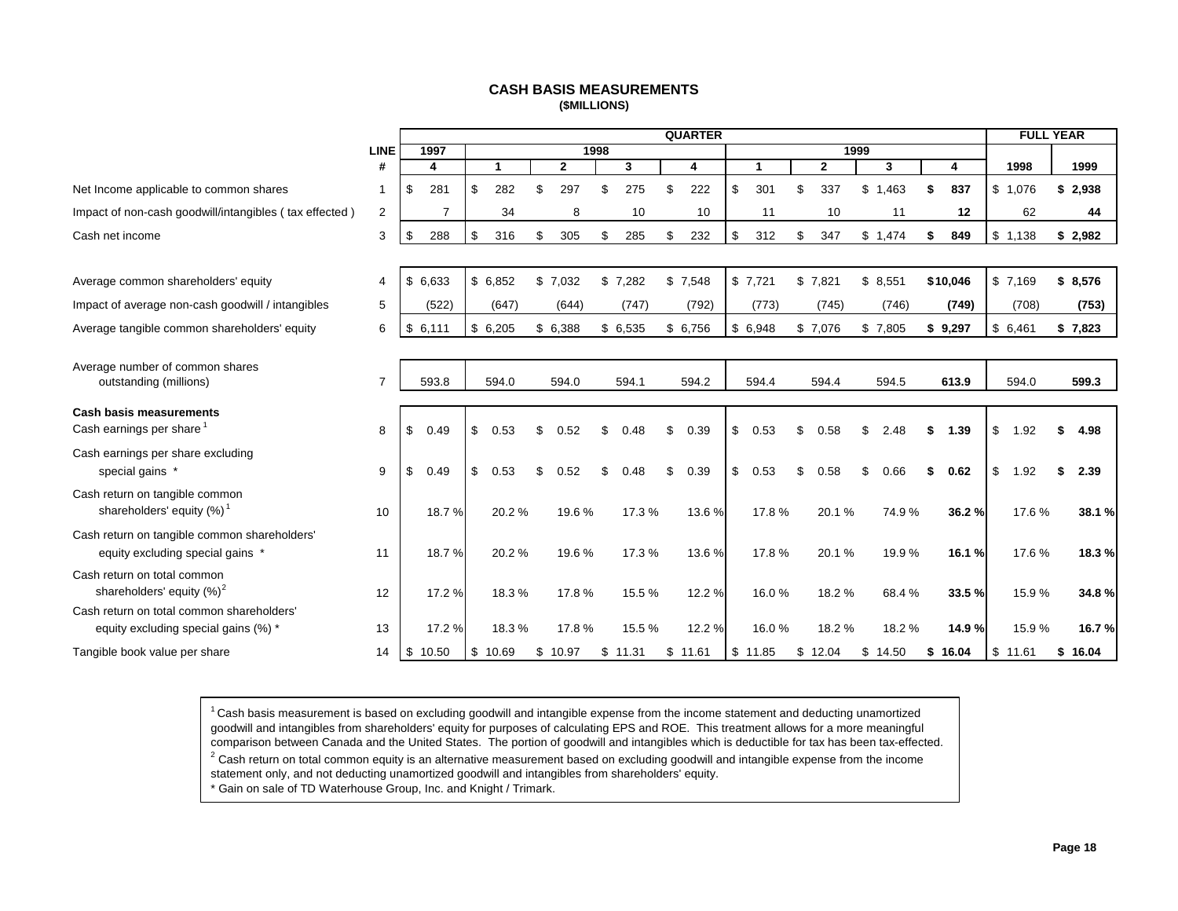# CASH BASIS MEASUREMENTS

**($MILLIONS)**

| | LINE # | QUARTER 1997 4 | 1998 1 | 1998 2 | 1998 3 | 1998 4 | 1999 1 | 1999 2 | 1999 3 | 1999 4 | FULL YEAR 1998 | FULL YEAR 1999 |
|---|---|---|---|---|---|---|---|---|---|---|---|---|
| Net Income applicable to common shares | 1 | $ 281 | $ 282 | $ 297 | $ 275 | $ 222 | $ 301 | $ 337 | $ 1,463 | **$ 837** | $ 1,076 | **$ 2,938** |
| Impact of non-cash goodwill/intangibles ( tax effected ) | 2 | 7 | 34 | 8 | 10 | 10 | 11 | 10 | 11 | **12** | 62 | **44** |
| Cash net income | 3 | $ 288 | $ 316 | $ 305 | $ 285 | $ 232 | $ 312 | $ 347 | $ 1,474 | **$ 849** | $ 1,138 | **$ 2,982** |
| Average common shareholders' equity | 4 | $ 6,633 | $ 6,852 | $ 7,032 | $ 7,282 | $ 7,548 | $ 7,721 | $ 7,821 | $ 8,551 | **$10,046** | $ 7,169 | **$ 8,576** |
| Impact of average non-cash goodwill / intangibles | 5 | (522) | (647) | (644) | (747) | (792) | (773) | (745) | (746) | **(749)** | (708) | **(753)** |
| Average tangible common shareholders' equity | 6 | $ 6,111 | $ 6,205 | $ 6,388 | $ 6,535 | $ 6,756 | $ 6,948 | $ 7,076 | $ 7,805 | **$ 9,297** | $ 6,461 | **$ 7,823** |
| Average number of common shares outstanding (millions) | 7 | 593.8 | 594.0 | 594.0 | 594.1 | 594.2 | 594.4 | 594.4 | 594.5 | **613.9** | 594.0 | **599.3** |
| **Cash basis measurements** | | | | | | | | | | | | |
| Cash earnings per share [1] | 8 | $ 0.49 | $ 0.53 | $ 0.52 | $ 0.48 | $ 0.39 | $ 0.53 | $ 0.58 | $ 2.48 | **$ 1.39** | $ 1.92 | **$ 4.98** |
| Cash earnings per share excluding special gains * | 9 | $ 0.49 | $ 0.53 | $ 0.52 | $ 0.48 | $ 0.39 | $ 0.53 | $ 0.58 | $ 0.66 | **$ 0.62** | $ 1.92 | **$ 2.39** |
| Cash return on tangible common shareholders' equity (%) [1] | 10 | 18.7 % | 20.2 % | 19.6 % | 17.3 % | 13.6 % | 17.8 % | 20.1 % | 74.9 % | **36.2 %** | 17.6 % | **38.1 %** |
| Cash return on tangible common shareholders' equity excluding special gains * | 11 | 18.7 % | 20.2 % | 19.6 % | 17.3 % | 13.6 % | 17.8 % | 20.1 % | 19.9 % | **16.1 %** | 17.6 % | **18.3 %** |
| Cash return on total common shareholders' equity (%) [2] | 12 | 17.2 % | 18.3 % | 17.8 % | 15.5 % | 12.2 % | 16.0 % | 18.2 % | 68.4 % | **33.5 %** | 15.9 % | **34.8 %** |
| Cash return on total common shareholders' equity excluding special gains (%) * | 13 | 17.2 % | 18.3 % | 17.8 % | 15.5 % | 12.2 % | 16.0 % | 18.2 % | 18.2 % | **14.9 %** | 15.9 % | **16.7 %** |
| Tangible book value per share | 14 | $ 10.50 | $ 10.69 | $ 10.97 | $ 11.31 | $ 11.61 | $ 11.85 | $ 12.04 | $ 14.50 | **$ 16.04** | $ 11.61 | **$ 16.04** |

[1] Cash basis measurement is based on excluding goodwill and intangible expense from the income statement and deducting unamortized goodwill and intangibles from shareholders' equity for purposes of calculating EPS and ROE. This treatment allows for a more meaningful comparison between Canada and the United States. The portion of goodwill and intangibles which is deductible for tax has been tax-effected.

[2] Cash return on total common equity is an alternative measurement based on excluding goodwill and intangible expense from the income statement only, and not deducting unamortized goodwill and intangibles from shareholders' equity.

* Gain on sale of TD Waterhouse Group, Inc. and Knight / Trimark.